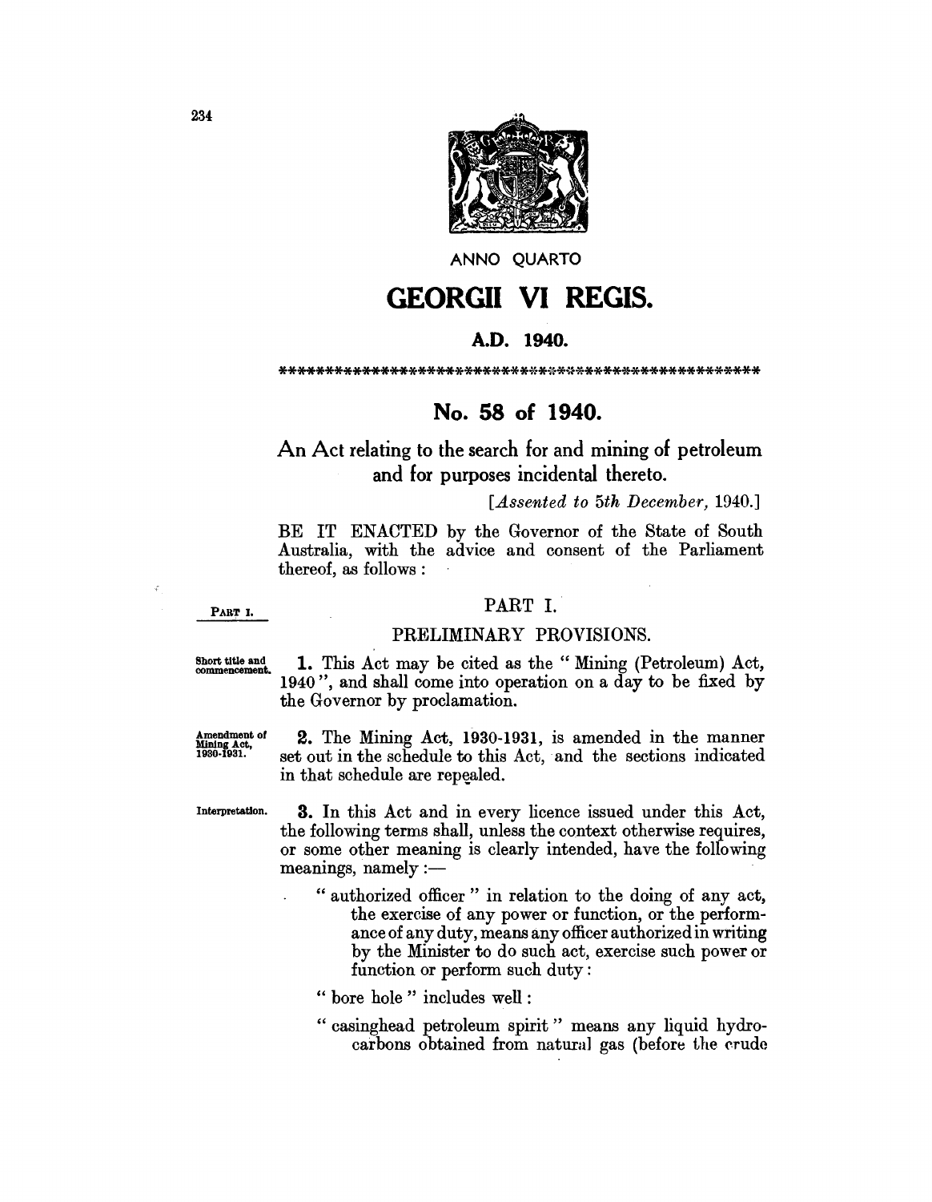ANNO QUARTO

# GEORGII VI REGIS.

## A.D. 1940.

\*\*\*\*\*\*\*\*\*\*\*\*\*\*\*\*\*\*\*\*\*\*\*\*\*\*\*\*\*\*\*\*\*\*\*\*\*\*\*\*\*\*\*\*\*\*\*\*\*\*\*\*\*\*\*\*

## No. 58 of 1940.

### An Act relating to the search for and mining of petroleum and for purposes incidental thereto.

[*Assented to 5th December,* 1940.]

BE IT ENACTED by the Governor of the State of South Australia, with the advice and consent of the Parliament thereof, as follows :

PART I.

## PART I.

### PRELIMINARY PROVISIONS.

Short title and commencement.

**1.** This Act may be cited as the " Mining (Petroleum) Act, 1940 ", and shall come into operation on a day to be fixed by the Governor by proclamation.

Amendment of Mining Act, 1930-1931.

**2.** The Mining Act, 1930-1931, is amended in the manner set out in the schedule to this Act, and the sections indicated in that schedule are repealed.

Interpretation.

**3.** In this Act and in every licence issued under this Act, the following terms shall, unless the context otherwise requires, or some other meaning is clearly intended, have the following meanings, namely :—

" authorized officer " in relation to the doing of any act, the exercise of any power or function, or the performance of any duty, means any officer authorized in writing by the Minister to do such act, exercise such power or function or perform such duty :

" bore hole " includes well :

" casinghead petroleum spirit " means any liquid hydrocarbons obtained from natural gas (before the crude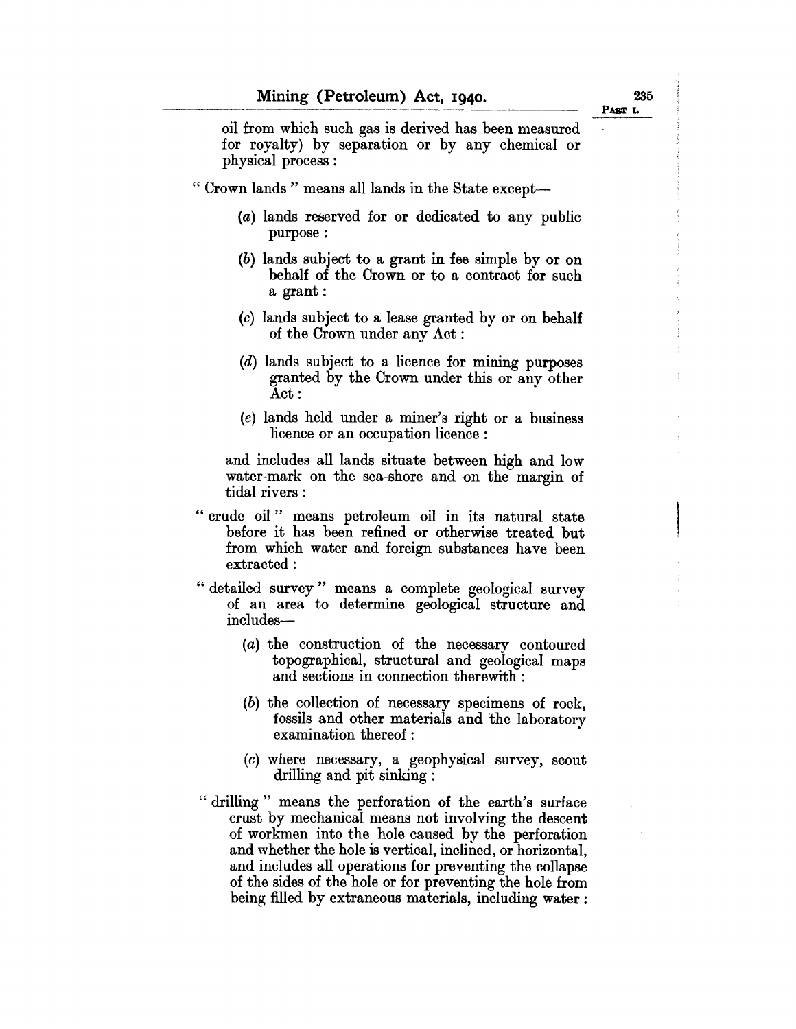oil from which such gas is derived has been measured for royalty) by separation or by any chemical or physical process:

"Crown lands" means all lands in the State except—

(*a*) lands reserved for or dedicated to any public purpose:

(*b*) lands subject to a grant in fee simple by or on behalf of the Crown or to a contract for such a grant:

(*c*) lands subject to a lease granted by or on behalf of the Crown under any Act:

(*d*) lands subject to a licence for mining purposes granted by the Crown under this or any other Act:

(*e*) lands held under a miner's right or a business licence or an occupation licence:

and includes all lands situate between high and low water-mark on the sea-shore and on the margin of tidal rivers:

"crude oil" means petroleum oil in its natural state before it has been refined or otherwise treated but from which water and foreign substances have been extracted:

"detailed survey" means a complete geological survey of an area to determine geological structure and includes—

(*a*) the construction of the necessary contoured topographical, structural and geological maps and sections in connection therewith:

(*b*) the collection of necessary specimens of rock, fossils and other materials and the laboratory examination thereof:

(*c*) where necessary, a geophysical survey, scout drilling and pit sinking:

"drilling" means the perforation of the earth's surface crust by mechanical means not involving the descent of workmen into the hole caused by the perforation and whether the hole is vertical, inclined, or horizontal, and includes all operations for preventing the collapse of the sides of the hole or for preventing the hole from being filled by extraneous materials, including water: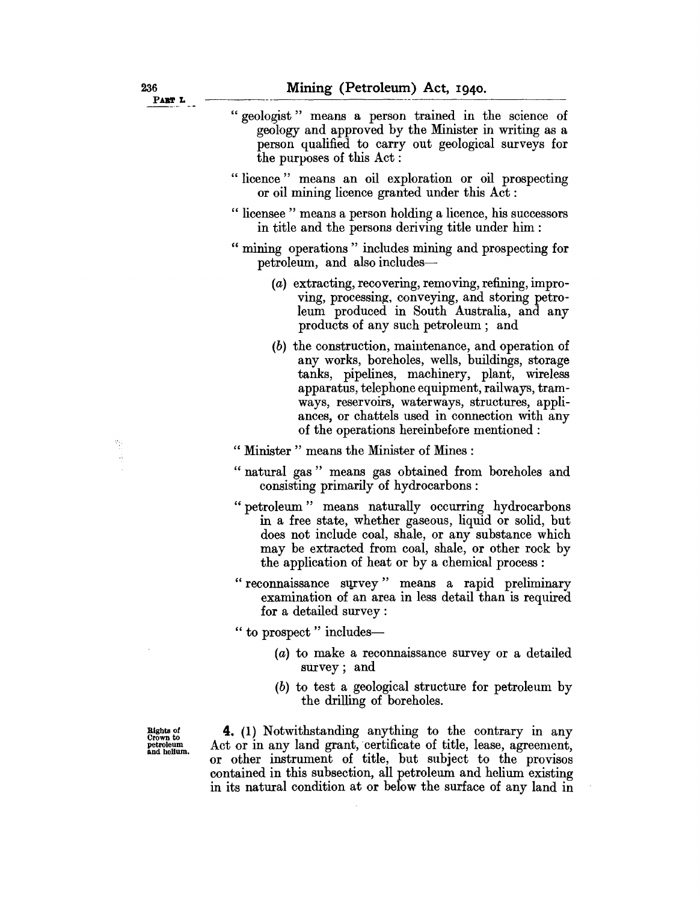"geologist" means a person trained in the science of geology and approved by the Minister in writing as a person qualified to carry out geological surveys for the purposes of this Act:

"licence" means an oil exploration or oil prospecting or oil mining licence granted under this Act:

"licensee" means a person holding a licence, his successors in title and the persons deriving title under him:

"mining operations" includes mining and prospecting for petroleum, and also includes—

(a) extracting, recovering, removing, refining, improving, processing, conveying, and storing petroleum produced in South Australia, and any products of any such petroleum; and

(b) the construction, maintenance, and operation of any works, boreholes, wells, buildings, storage tanks, pipelines, machinery, plant, wireless apparatus, telephone equipment, railways, tramways, reservoirs, waterways, structures, appliances, or chattels used in connection with any of the operations hereinbefore mentioned:

"Minister" means the Minister of Mines:

"natural gas" means gas obtained from boreholes and consisting primarily of hydrocarbons:

"petroleum" means naturally occurring hydrocarbons in a free state, whether gaseous, liquid or solid, but does not include coal, shale, or any substance which may be extracted from coal, shale, or other rock by the application of heat or by a chemical process:

"reconnaissance survey" means a rapid preliminary examination of an area in less detail than is required for a detailed survey:

"to prospect" includes—

(a) to make a reconnaissance survey or a detailed survey; and

(b) to test a geological structure for petroleum by the drilling of boreholes.

Rights of Crown to petroleum and helium.

**4.** (1) Notwithstanding anything to the contrary in any Act or in any land grant, certificate of title, lease, agreement, or other instrument of title, but subject to the provisos contained in this subsection, all petroleum and helium existing in its natural condition at or below the surface of any land in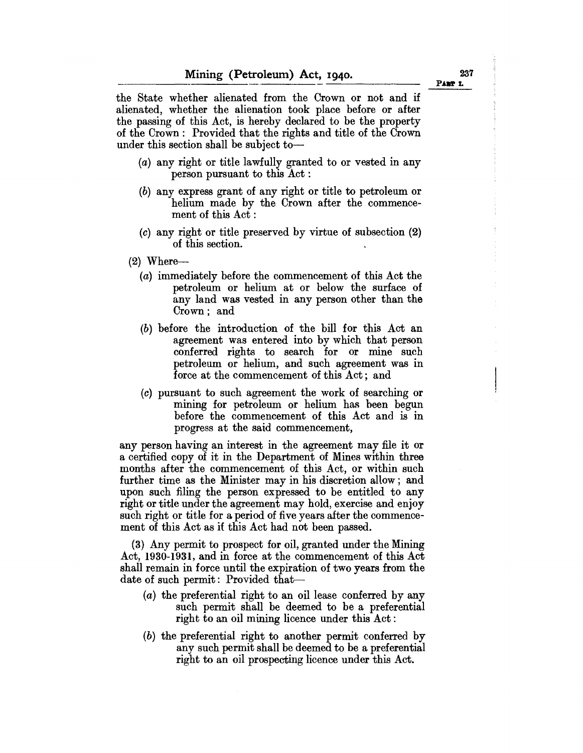the State whether alienated from the Crown or not and if alienated, whether the alienation took place before or after the passing of this Act, is hereby declared to be the property of the Crown: Provided that the rights and title of the Crown under this section shall be subject to—

(a) any right or title lawfully granted to or vested in any person pursuant to this Act:

(b) any express grant of any right or title to petroleum or helium made by the Crown after the commencement of this Act:

(c) any right or title preserved by virtue of subsection (2) of this section.

(2) Where—

(a) immediately before the commencement of this Act the petroleum or helium at or below the surface of any land was vested in any person other than the Crown; and

(b) before the introduction of the bill for this Act an agreement was entered into by which that person conferred rights to search for or mine such petroleum or helium, and such agreement was in force at the commencement of this Act; and

(c) pursuant to such agreement the work of searching or mining for petroleum or helium has been begun before the commencement of this Act and is in progress at the said commencement,

any person having an interest in the agreement may file it or a certified copy of it in the Department of Mines within three months after the commencement of this Act, or within such further time as the Minister may in his discretion allow; and upon such filing the person expressed to be entitled to any right or title under the agreement may hold, exercise and enjoy such right or title for a period of five years after the commencement of this Act as if this Act had not been passed.

(3) Any permit to prospect for oil, granted under the Mining Act, 1930-1931, and in force at the commencement of this Act shall remain in force until the expiration of two years from the date of such permit: Provided that—

(a) the preferential right to an oil lease conferred by any such permit shall be deemed to be a preferential right to an oil mining licence under this Act:

(b) the preferential right to another permit conferred by any such permit shall be deemed to be a preferential right to an oil prospecting licence under this Act.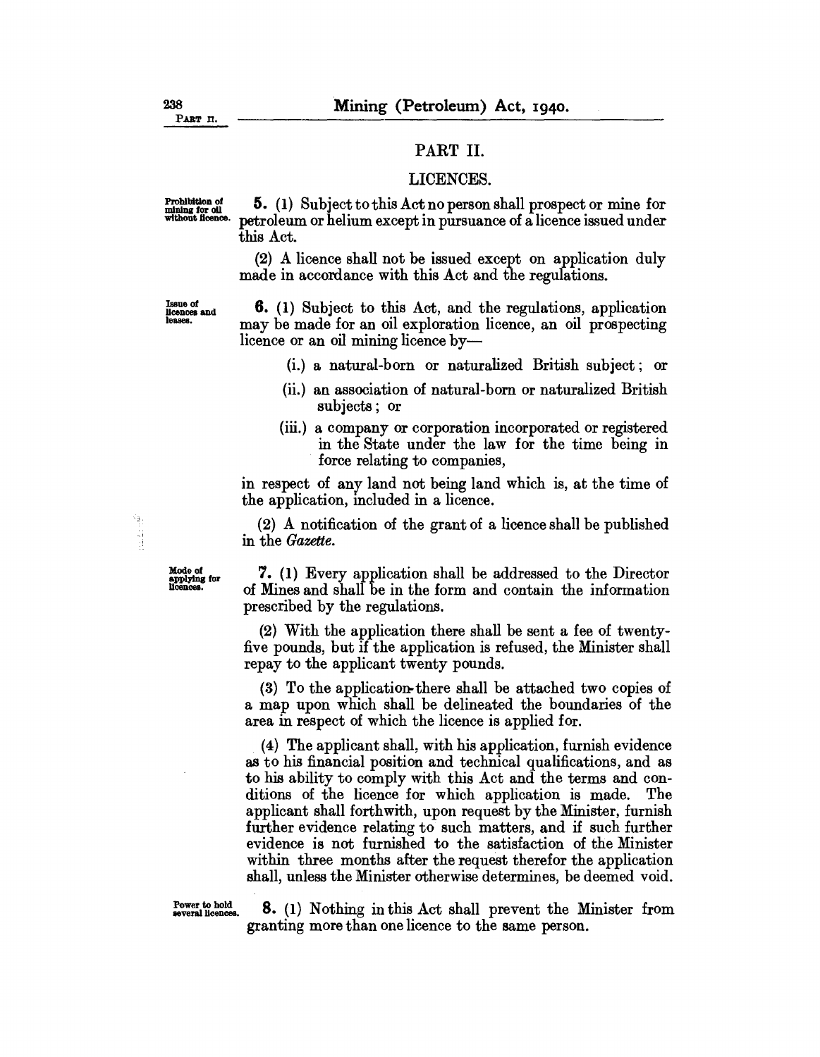## PART II.

### LICENCES.

**Prohibition of mining for oil without licence.**

**5.** (1) Subject to this Act no person shall prospect or mine for petroleum or helium except in pursuance of a licence issued under this Act.

(2) A licence shall not be issued except on application duly made in accordance with this Act and the regulations.

**Issue of licences and leases.**

**6.** (1) Subject to this Act, and the regulations, application may be made for an oil exploration licence, an oil prospecting licence or an oil mining licence by—

(i.) a natural-born or naturalized British subject; or

(ii.) an association of natural-born or naturalized British subjects; or

(iii.) a company or corporation incorporated or registered in the State under the law for the time being in force relating to companies,

in respect of any land not being land which is, at the time of the application, included in a licence.

(2) A notification of the grant of a licence shall be published in the *Gazette*.

**Mode of applying for licences.**

**7.** (1) Every application shall be addressed to the Director of Mines and shall be in the form and contain the information prescribed by the regulations.

(2) With the application there shall be sent a fee of twenty-five pounds, but if the application is refused, the Minister shall repay to the applicant twenty pounds.

(3) To the application there shall be attached two copies of a map upon which shall be delineated the boundaries of the area in respect of which the licence is applied for.

(4) The applicant shall, with his application, furnish evidence as to his financial position and technical qualifications, and as to his ability to comply with this Act and the terms and conditions of the licence for which application is made. The applicant shall forthwith, upon request by the Minister, furnish further evidence relating to such matters, and if such further evidence is not furnished to the satisfaction of the Minister within three months after the request therefor the application shall, unless the Minister otherwise determines, be deemed void.

**Power to hold several licences.**

**8.** (1) Nothing in this Act shall prevent the Minister from granting more than one licence to the same person.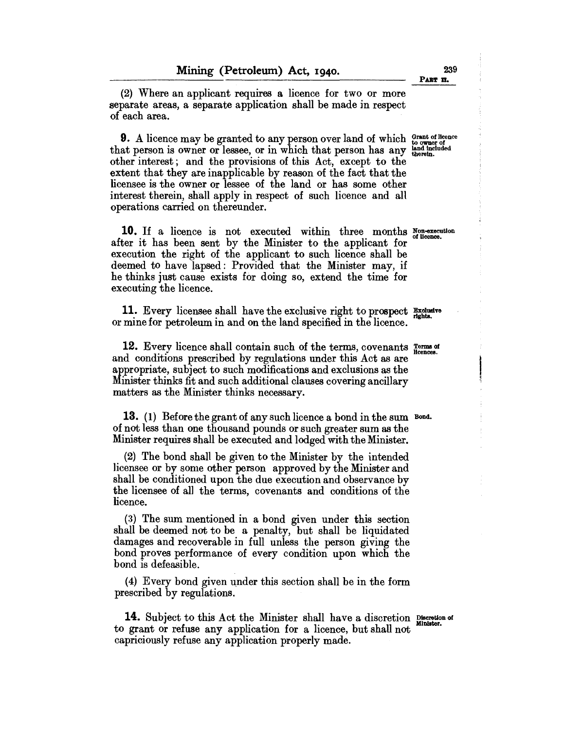(2) Where an applicant requires a licence for two or more separate areas, a separate application shall be made in respect of each area.

**9.** A licence may be granted to any person over land of which that person is owner or lessee, or in which that person has any other interest; and the provisions of this Act, except to the extent that they are inapplicable by reason of the fact that the licensee is the owner or lessee of the land or has some other interest therein, shall apply in respect of such licence and all operations carried on thereunder.

*Grant of licence to owner of land included therein.*

**10.** If a licence is not executed within three months after it has been sent by the Minister to the applicant for execution the right of the applicant to such licence shall be deemed to have lapsed: Provided that the Minister may, if he thinks just cause exists for doing so, extend the time for executing the licence.

*Non-execution of licence.*

**11.** Every licensee shall have the exclusive right to prospect or mine for petroleum in and on the land specified in the licence.

*Exclusive rights.*

**12.** Every licence shall contain such of the terms, covenants and conditions prescribed by regulations under this Act as are appropriate, subject to such modifications and exclusions as the Minister thinks fit and such additional clauses covering ancillary matters as the Minister thinks necessary.

*Terms of licences.*

**13.** (1) Before the grant of any such licence a bond in the sum of not less than one thousand pounds or such greater sum as the Minister requires shall be executed and lodged with the Minister.

*Bond.*

(2) The bond shall be given to the Minister by the intended licensee or by some other person approved by the Minister and shall be conditioned upon the due execution and observance by the licensee of all the terms, covenants and conditions of the licence.

(3) The sum mentioned in a bond given under this section shall be deemed not to be a penalty, but shall be liquidated damages and recoverable in full unless the person giving the bond proves performance of every condition upon which the bond is defeasible.

(4) Every bond given under this section shall be in the form prescribed by regulations.

**14.** Subject to this Act the Minister shall have a discretion to grant or refuse any application for a licence, but shall not capriciously refuse any application properly made.

*Discretion of Minister.*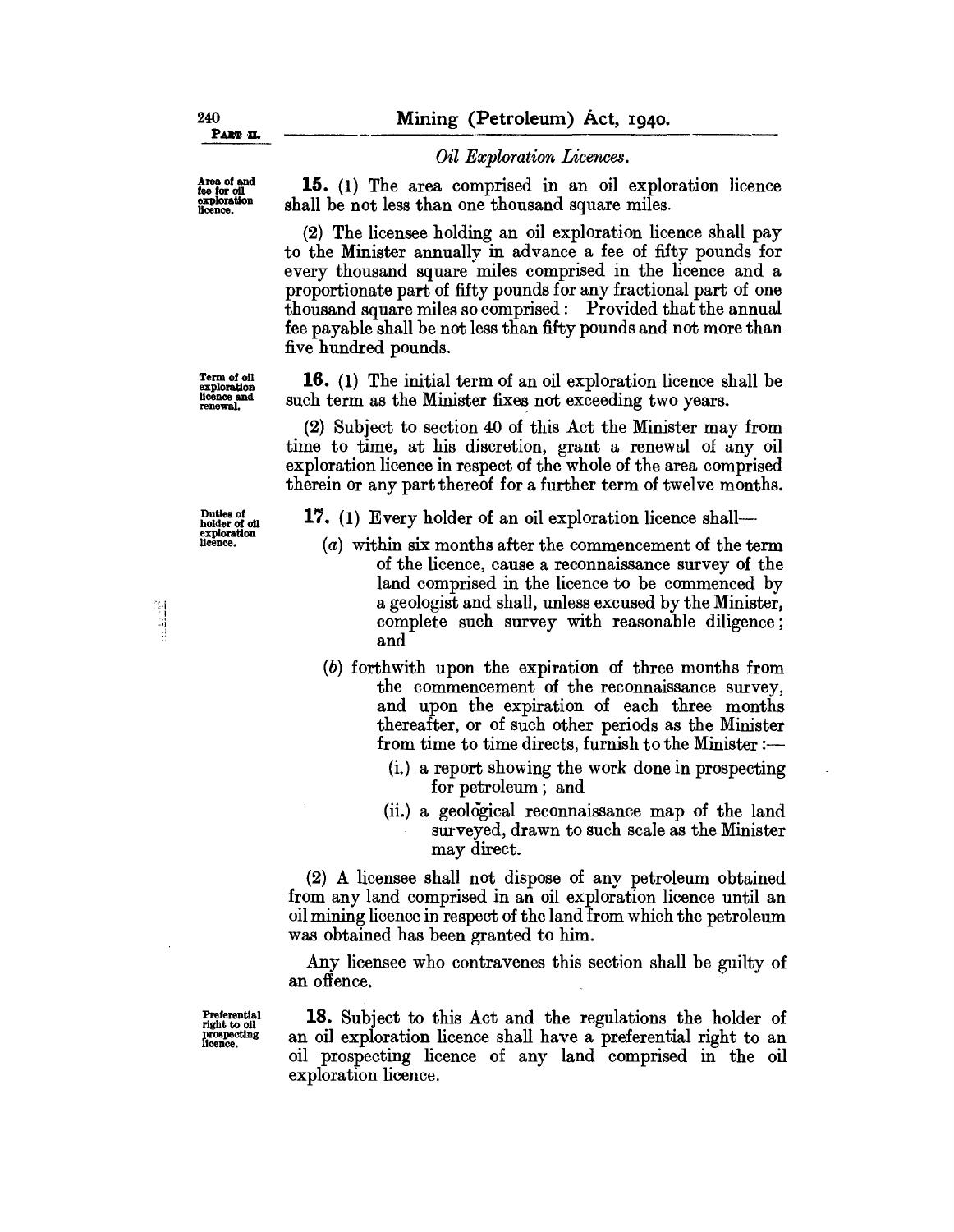*Oil Exploration Licences.*

Area of and fee for oil exploration licence.

**15.** (1) The area comprised in an oil exploration licence shall be not less than one thousand square miles.

(2) The licensee holding an oil exploration licence shall pay to the Minister annually in advance a fee of fifty pounds for every thousand square miles comprised in the licence and a proportionate part of fifty pounds for any fractional part of one thousand square miles so comprised: Provided that the annual fee payable shall be not less than fifty pounds and not more than five hundred pounds.

Term of oil exploration licence and renewal.

**16.** (1) The initial term of an oil exploration licence shall be such term as the Minister fixes not exceeding two years.

(2) Subject to section 40 of this Act the Minister may from time to time, at his discretion, grant a renewal of any oil exploration licence in respect of the whole of the area comprised therein or any part thereof for a further term of twelve months.

Duties of holder of oil exploration licence.

**17.** (1) Every holder of an oil exploration licence shall—

(*a*) within six months after the commencement of the term of the licence, cause a reconnaissance survey of the land comprised in the licence to be commenced by a geologist and shall, unless excused by the Minister, complete such survey with reasonable diligence; and

(*b*) forthwith upon the expiration of three months from the commencement of the reconnaissance survey, and upon the expiration of each three months thereafter, or of such other periods as the Minister from time to time directs, furnish to the Minister:—

(i.) a report showing the work done in prospecting for petroleum; and

(ii.) a geological reconnaissance map of the land surveyed, drawn to such scale as the Minister may direct.

(2) A licensee shall not dispose of any petroleum obtained from any land comprised in an oil exploration licence until an oil mining licence in respect of the land from which the petroleum was obtained has been granted to him.

Any licensee who contravenes this section shall be guilty of an offence.

Preferential right to oil prospecting licence.

**18.** Subject to this Act and the regulations the holder of an oil exploration licence shall have a preferential right to an oil prospecting licence of any land comprised in the oil exploration licence.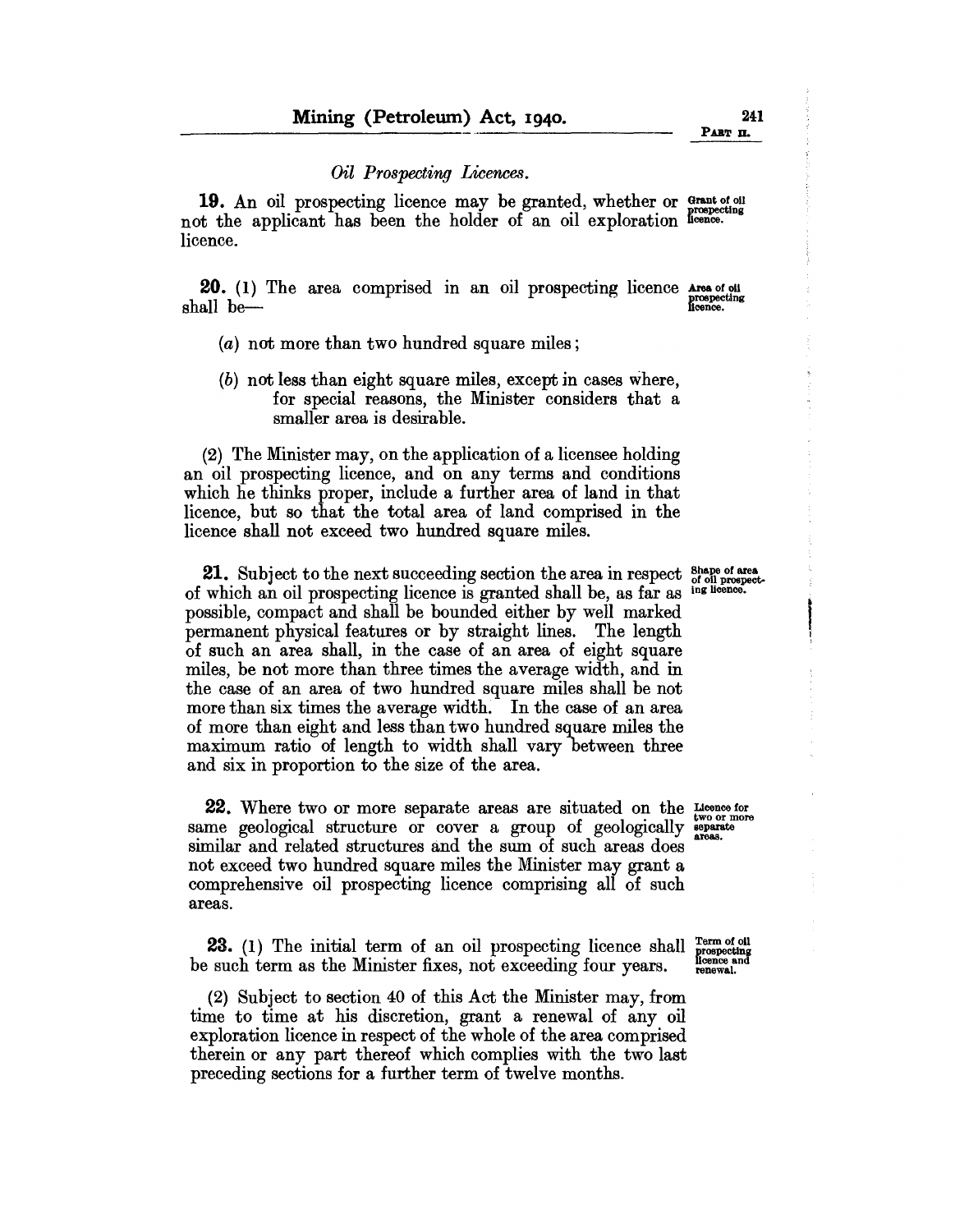### *Oil Prospecting Licences.*

**19.** An oil prospecting licence may be granted, whether or not the applicant has been the holder of an oil exploration licence.

Grant of oil prospecting licence.

**20.** (1) The area comprised in an oil prospecting licence shall be—

Area of oil prospecting licence.

(*a*) not more than two hundred square miles;

(*b*) not less than eight square miles, except in cases where, for special reasons, the Minister considers that a smaller area is desirable.

(2) The Minister may, on the application of a licensee holding an oil prospecting licence, and on any terms and conditions which he thinks proper, include a further area of land in that licence, but so that the total area of land comprised in the licence shall not exceed two hundred square miles.

**21.** Subject to the next succeeding section the area in respect of which an oil prospecting licence is granted shall be, as far as possible, compact and shall be bounded either by well marked permanent physical features or by straight lines. The length of such an area shall, in the case of an area of eight square miles, be not more than three times the average width, and in the case of an area of two hundred square miles shall be not more than six times the average width. In the case of an area of more than eight and less than two hundred square miles the maximum ratio of length to width shall vary between three and six in proportion to the size of the area.

Shape of area of oil prospecting licence.

**22.** Where two or more separate areas are situated on the same geological structure or cover a group of geologically similar and related structures and the sum of such areas does not exceed two hundred square miles the Minister may grant a comprehensive oil prospecting licence comprising all of such areas.

Licence for two or more separate areas.

**23.** (1) The initial term of an oil prospecting licence shall be such term as the Minister fixes, not exceeding four years.

Term of oil prospecting licence and renewal.

(2) Subject to section 40 of this Act the Minister may, from time to time at his discretion, grant a renewal of any oil exploration licence in respect of the whole of the area comprised therein or any part thereof which complies with the two last preceding sections for a further term of twelve months.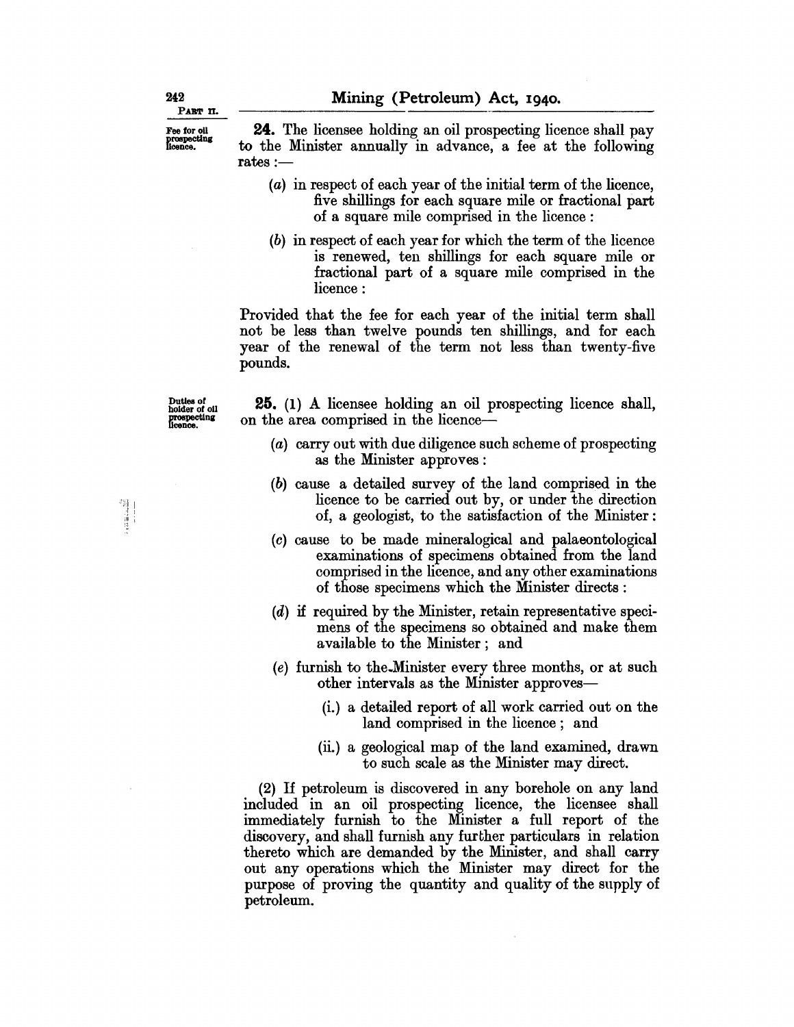**PART II.**

*Fee for oil prospecting licence.*

**24.** The licensee holding an oil prospecting licence shall pay to the Minister annually in advance, a fee at the following rates:—

(*a*) in respect of each year of the initial term of the licence, five shillings for each square mile or fractional part of a square mile comprised in the licence:

(*b*) in respect of each year for which the term of the licence is renewed, ten shillings for each square mile or fractional part of a square mile comprised in the licence:

Provided that the fee for each year of the initial term shall not be less than twelve pounds ten shillings, and for each year of the renewal of the term not less than twenty-five pounds.

*Duties of holder of oil prospecting licence.*

**25.** (1) A licensee holding an oil prospecting licence shall, on the area comprised in the licence—

(*a*) carry out with due diligence such scheme of prospecting as the Minister approves:

(*b*) cause a detailed survey of the land comprised in the licence to be carried out by, or under the direction of, a geologist, to the satisfaction of the Minister:

(*c*) cause to be made mineralogical and palaeontological examinations of specimens obtained from the land comprised in the licence, and any other examinations of those specimens which the Minister directs:

(*d*) if required by the Minister, retain representative specimens of the specimens so obtained and make them available to the Minister; and

(*e*) furnish to the Minister every three months, or at such other intervals as the Minister approves—

(i.) a detailed report of all work carried out on the land comprised in the licence; and

(ii.) a geological map of the land examined, drawn to such scale as the Minister may direct.

(2) If petroleum is discovered in any borehole on any land included in an oil prospecting licence, the licensee shall immediately furnish to the Minister a full report of the discovery, and shall furnish any further particulars in relation thereto which are demanded by the Minister, and shall carry out any operations which the Minister may direct for the purpose of proving the quantity and quality of the supply of petroleum.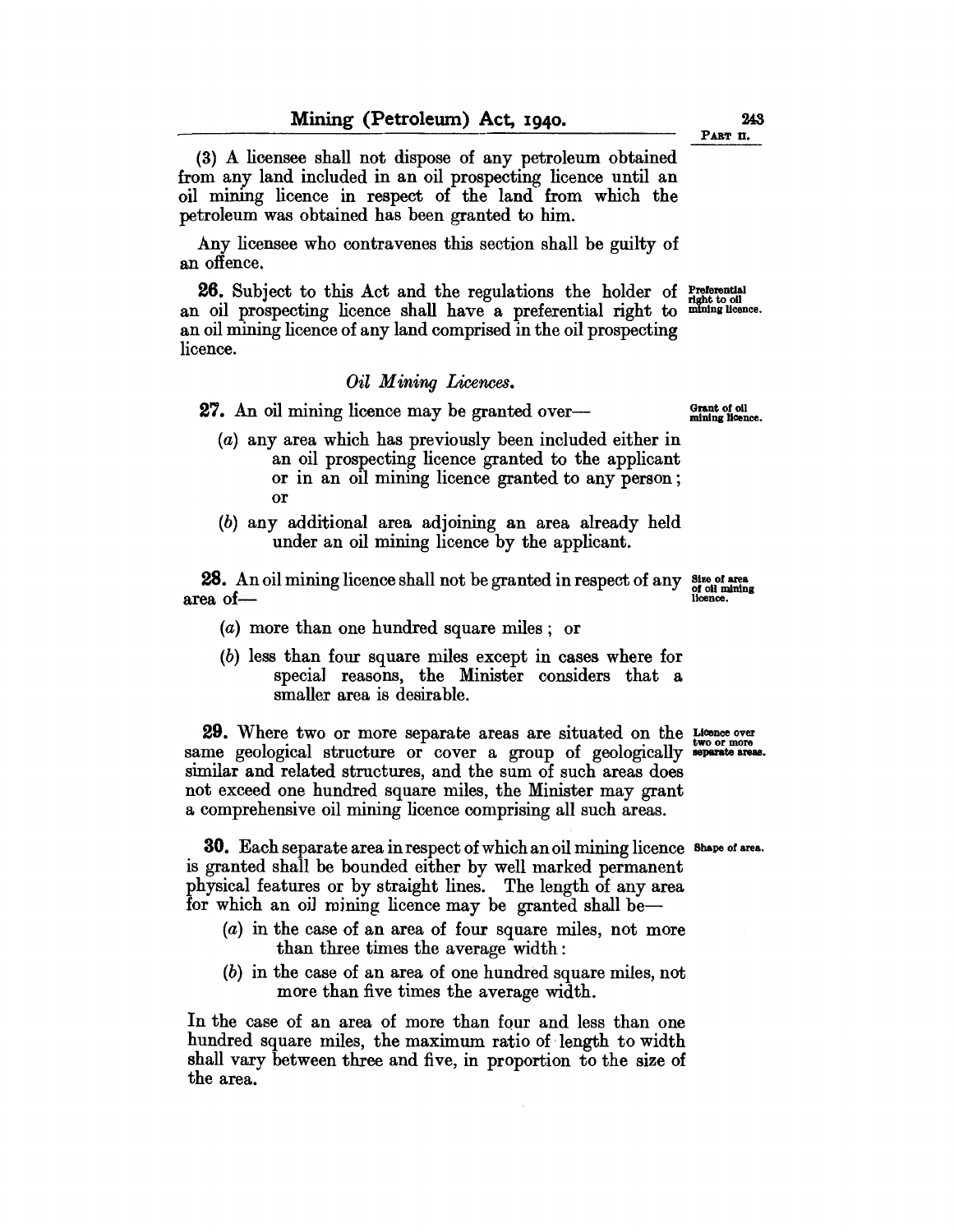(3) A licensee shall not dispose of any petroleum obtained from any land included in an oil prospecting licence until an oil mining licence in respect of the land from which the petroleum was obtained has been granted to him.

Any licensee who contravenes this section shall be guilty of an offence.

**26.** Subject to this Act and the regulations the holder of an oil prospecting licence shall have a preferential right to an oil mining licence of any land comprised in the oil prospecting licence. *Preferential right to oil mining licence.*

*Oil Mining Licences.*

**27.** An oil mining licence may be granted over— *Grant of oil mining licence.*

(*a*) any area which has previously been included either in an oil prospecting licence granted to the applicant or in an oil mining licence granted to any person; or

(*b*) any additional area adjoining an area already held under an oil mining licence by the applicant.

**28.** An oil mining licence shall not be granted in respect of any area of— *Size of area of oil mining licence.*

(*a*) more than one hundred square miles; or

(*b*) less than four square miles except in cases where for special reasons, the Minister considers that a smaller area is desirable.

**29.** Where two or more separate areas are situated on the same geological structure or cover a group of geologically similar and related structures, and the sum of such areas does not exceed one hundred square miles, the Minister may grant a comprehensive oil mining licence comprising all such areas. *Licence over two or more separate areas.*

**30.** Each separate area in respect of which an oil mining licence is granted shall be bounded either by well marked permanent physical features or by straight lines. The length of any area for which an oil mining licence may be granted shall be— *Shape of area.*

(*a*) in the case of an area of four square miles, not more than three times the average width:

(*b*) in the case of an area of one hundred square miles, not more than five times the average width.

In the case of an area of more than four and less than one hundred square miles, the maximum ratio of length to width shall vary between three and five, in proportion to the size of the area.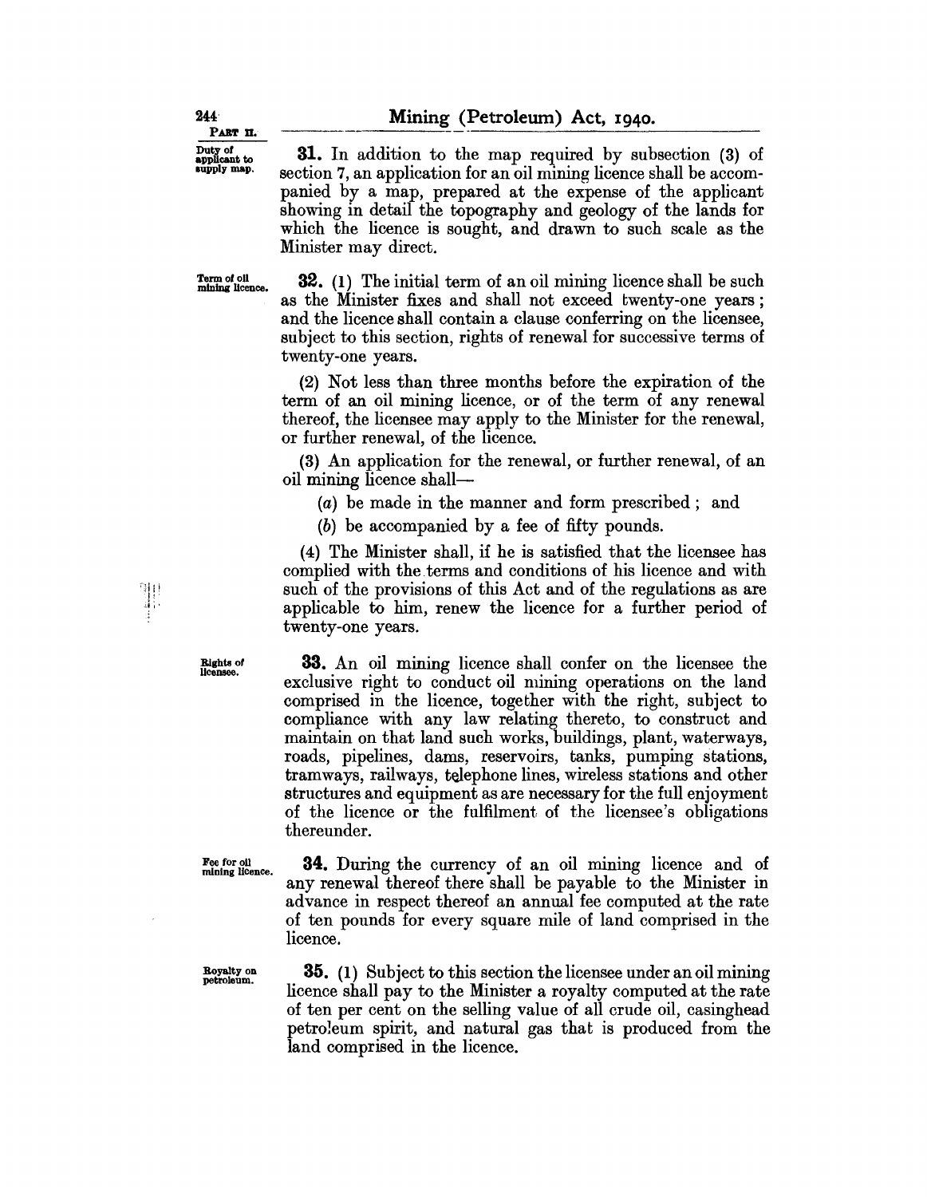PART II.

*Duty of applicant to supply map.*

**31.** In addition to the map required by subsection (3) of section 7, an application for an oil mining licence shall be accompanied by a map, prepared at the expense of the applicant showing in detail the topography and geology of the lands for which the licence is sought, and drawn to such scale as the Minister may direct.

*Term of oil mining licence.*

**32.** (1) The initial term of an oil mining licence shall be such as the Minister fixes and shall not exceed twenty-one years; and the licence shall contain a clause conferring on the licensee, subject to this section, rights of renewal for successive terms of twenty-one years.

(2) Not less than three months before the expiration of the term of an oil mining licence, or of the term of any renewal thereof, the licensee may apply to the Minister for the renewal, or further renewal, of the licence.

(3) An application for the renewal, or further renewal, of an oil mining licence shall—

(*a*) be made in the manner and form prescribed; and

(*b*) be accompanied by a fee of fifty pounds.

(4) The Minister shall, if he is satisfied that the licensee has complied with the terms and conditions of his licence and with such of the provisions of this Act and of the regulations as are applicable to him, renew the licence for a further period of twenty-one years.

*Rights of licensee.*

**33.** An oil mining licence shall confer on the licensee the exclusive right to conduct oil mining operations on the land comprised in the licence, together with the right, subject to compliance with any law relating thereto, to construct and maintain on that land such works, buildings, plant, waterways, roads, pipelines, dams, reservoirs, tanks, pumping stations, tramways, railways, telephone lines, wireless stations and other structures and equipment as are necessary for the full enjoyment of the licence or the fulfilment of the licensee's obligations thereunder.

*Fee for oil mining licence.*

**34.** During the currency of an oil mining licence and of any renewal thereof there shall be payable to the Minister in advance in respect thereof an annual fee computed at the rate of ten pounds for every square mile of land comprised in the licence.

*Royalty on petroleum.*

**35.** (1) Subject to this section the licensee under an oil mining licence shall pay to the Minister a royalty computed at the rate of ten per cent on the selling value of all crude oil, casinghead petroleum spirit, and natural gas that is produced from the land comprised in the licence.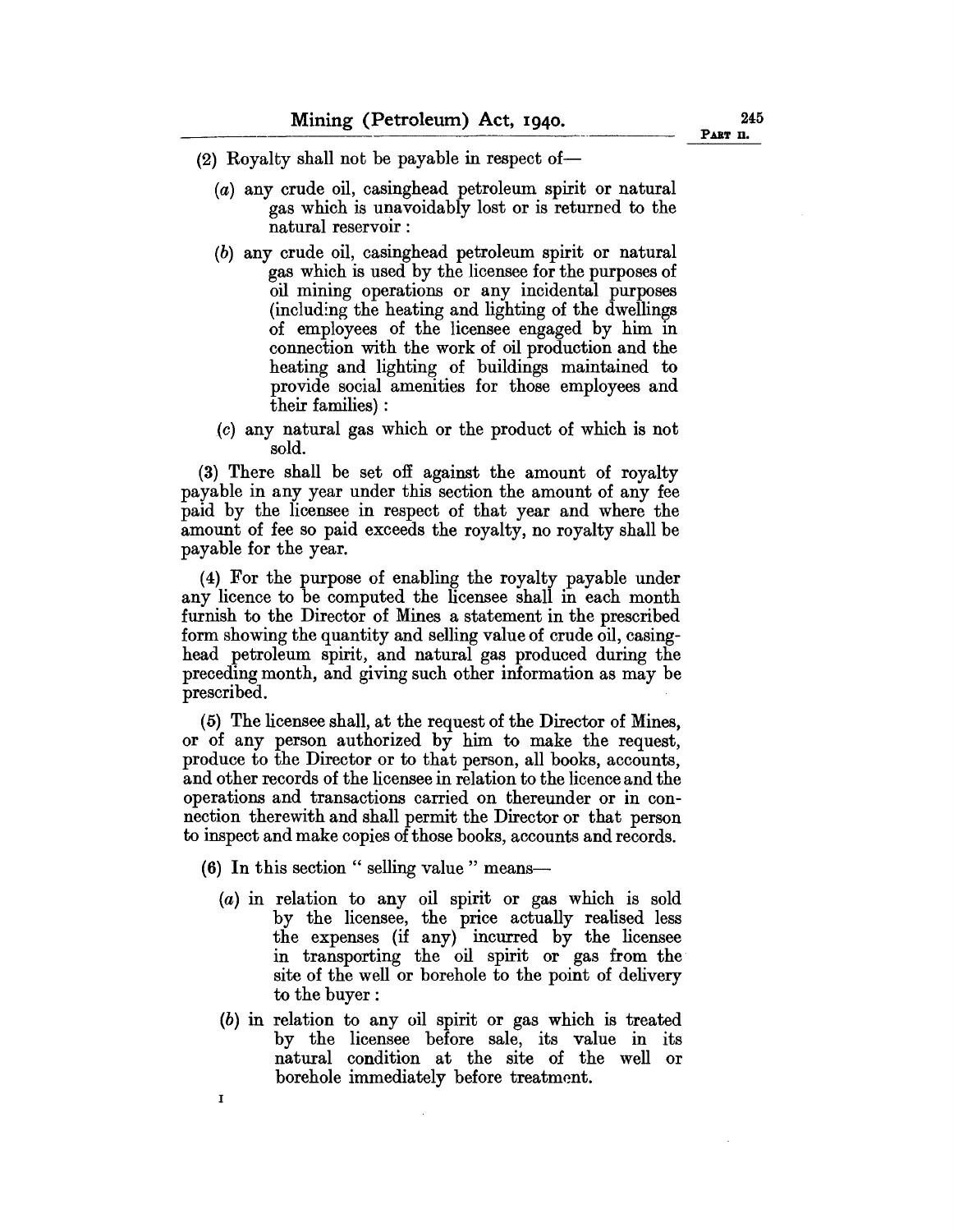(2) Royalty shall not be payable in respect of—

(a) any crude oil, casinghead petroleum spirit or natural gas which is unavoidably lost or is returned to the natural reservoir :

(b) any crude oil, casinghead petroleum spirit or natural gas which is used by the licensee for the purposes of oil mining operations or any incidental purposes (including the heating and lighting of the dwellings of employees of the licensee engaged by him in connection with the work of oil production and the heating and lighting of buildings maintained to provide social amenities for those employees and their families) :

(c) any natural gas which or the product of which is not sold.

(3) There shall be set off against the amount of royalty payable in any year under this section the amount of any fee paid by the licensee in respect of that year and where the amount of fee so paid exceeds the royalty, no royalty shall be payable for the year.

(4) For the purpose of enabling the royalty payable under any licence to be computed the licensee shall in each month furnish to the Director of Mines a statement in the prescribed form showing the quantity and selling value of crude oil, casinghead petroleum spirit, and natural gas produced during the preceding month, and giving such other information as may be prescribed.

(5) The licensee shall, at the request of the Director of Mines, or of any person authorized by him to make the request, produce to the Director or to that person, all books, accounts, and other records of the licensee in relation to the licence and the operations and transactions carried on thereunder or in connection therewith and shall permit the Director or that person to inspect and make copies of those books, accounts and records.

(6) In this section " selling value " means—

(a) in relation to any oil spirit or gas which is sold by the licensee, the price actually realised less the expenses (if any) incurred by the licensee in transporting the oil spirit or gas from the site of the well or borehole to the point of delivery to the buyer :

(b) in relation to any oil spirit or gas which is treated by the licensee before sale, its value in its natural condition at the site of the well or borehole immediately before treatment.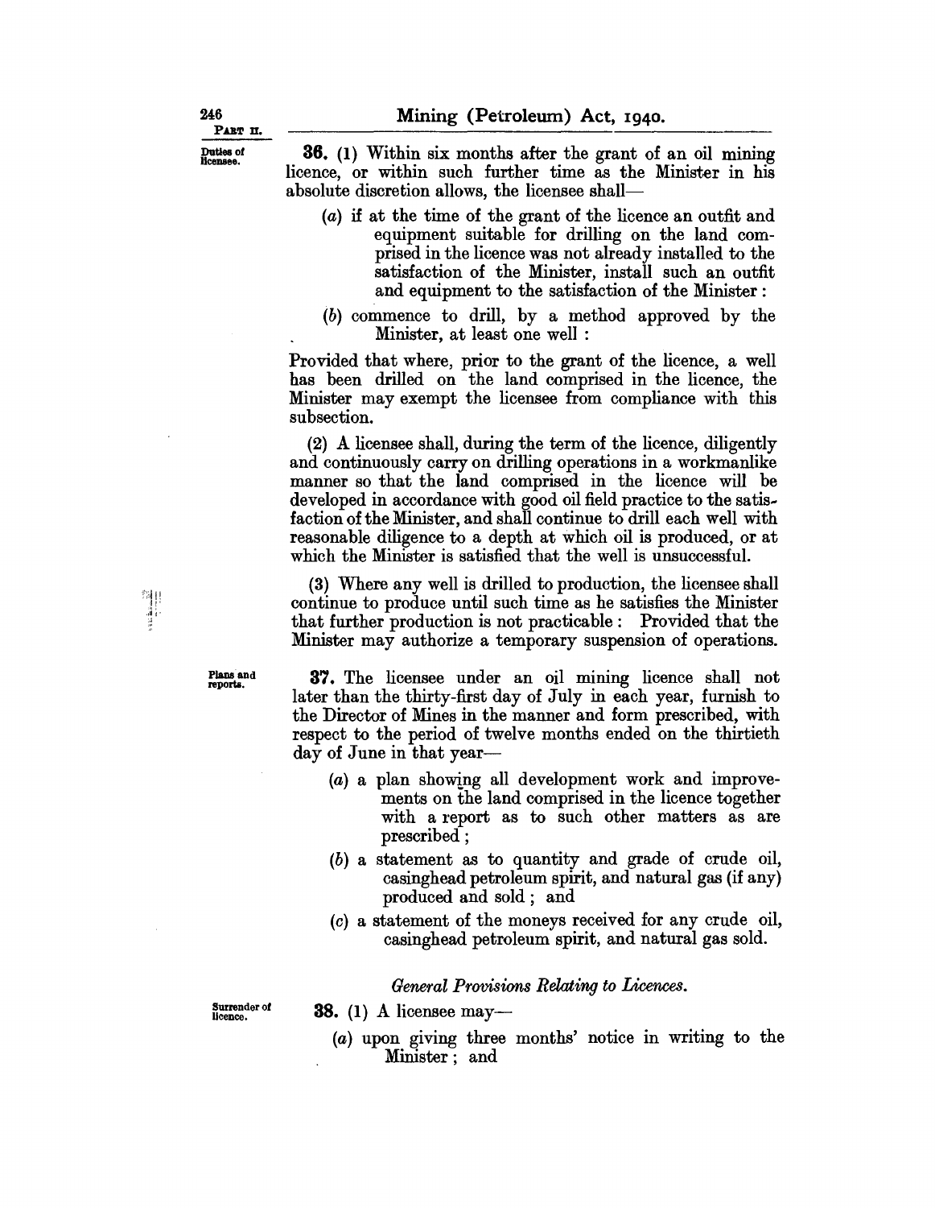**Duties of licensee.**

**36.** (1) Within six months after the grant of an oil mining licence, or within such further time as the Minister in his absolute discretion allows, the licensee shall—

(a) if at the time of the grant of the licence an outfit and equipment suitable for drilling on the land comprised in the licence was not already installed to the satisfaction of the Minister, install such an outfit and equipment to the satisfaction of the Minister:

(b) commence to drill, by a method approved by the Minister, at least one well:

Provided that where, prior to the grant of the licence, a well has been drilled on the land comprised in the licence, the Minister may exempt the licensee from compliance with this subsection.

(2) A licensee shall, during the term of the licence, diligently and continuously carry on drilling operations in a workmanlike manner so that the land comprised in the licence will be developed in accordance with good oil field practice to the satisfaction of the Minister, and shall continue to drill each well with reasonable diligence to a depth at which oil is produced, or at which the Minister is satisfied that the well is unsuccessful.

(3) Where any well is drilled to production, the licensee shall continue to produce until such time as he satisfies the Minister that further production is not practicable: Provided that the Minister may authorize a temporary suspension of operations.

**Plans and reports.**

**37.** The licensee under an oil mining licence shall not later than the thirty-first day of July in each year, furnish to the Director of Mines in the manner and form prescribed, with respect to the period of twelve months ended on the thirtieth day of June in that year—

(a) a plan showing all development work and improvements on the land comprised in the licence together with a report as to such other matters as are prescribed;

(b) a statement as to quantity and grade of crude oil, casinghead petroleum spirit, and natural gas (if any) produced and sold; and

(c) a statement of the moneys received for any crude oil, casinghead petroleum spirit, and natural gas sold.

*General Provisions Relating to Licences.*

**Surrender of licence.**

**38.** (1) A licensee may—

(a) upon giving three months' notice in writing to the Minister; and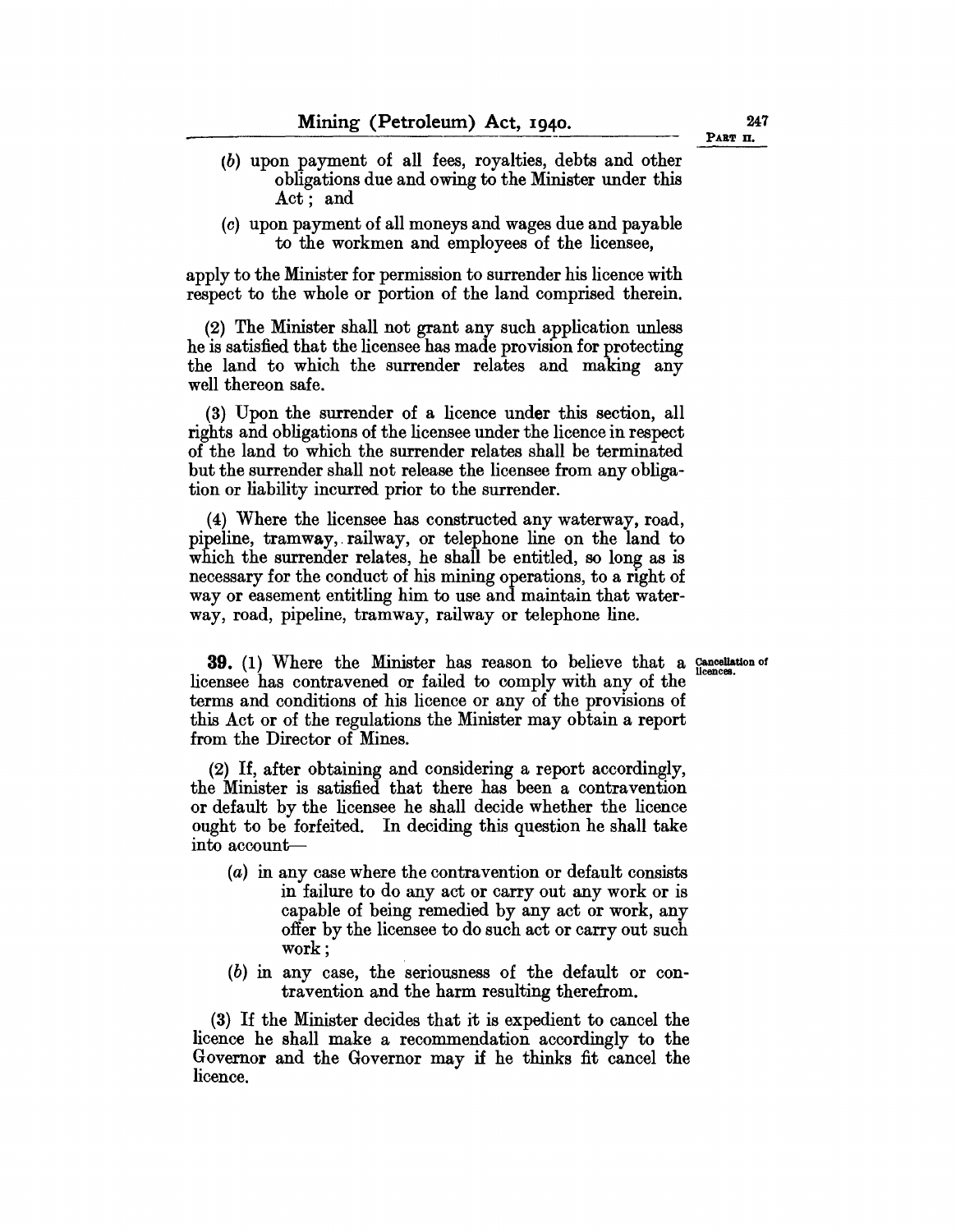(b) upon payment of all fees, royalties, debts and other obligations due and owing to the Minister under this Act; and

(c) upon payment of all moneys and wages due and payable to the workmen and employees of the licensee,

apply to the Minister for permission to surrender his licence with respect to the whole or portion of the land comprised therein.

(2) The Minister shall not grant any such application unless he is satisfied that the licensee has made provision for protecting the land to which the surrender relates and making any well thereon safe.

(3) Upon the surrender of a licence under this section, all rights and obligations of the licensee under the licence in respect of the land to which the surrender relates shall be terminated but the surrender shall not release the licensee from any obligation or liability incurred prior to the surrender.

(4) Where the licensee has constructed any waterway, road, pipeline, tramway, railway, or telephone line on the land to which the surrender relates, he shall be entitled, so long as is necessary for the conduct of his mining operations, to a right of way or easement entitling him to use and maintain that waterway, road, pipeline, tramway, railway or telephone line.

*Cancellation of licences.*

**39.** (1) Where the Minister has reason to believe that a licensee has contravened or failed to comply with any of the terms and conditions of his licence or any of the provisions of this Act or of the regulations the Minister may obtain a report from the Director of Mines.

(2) If, after obtaining and considering a report accordingly, the Minister is satisfied that there has been a contravention or default by the licensee he shall decide whether the licence ought to be forfeited. In deciding this question he shall take into account—

(a) in any case where the contravention or default consists in failure to do any act or carry out any work or is capable of being remedied by any act or work, any offer by the licensee to do such act or carry out such work;

(b) in any case, the seriousness of the default or contravention and the harm resulting therefrom.

(3) If the Minister decides that it is expedient to cancel the licence he shall make a recommendation accordingly to the Governor and the Governor may if he thinks fit cancel the licence.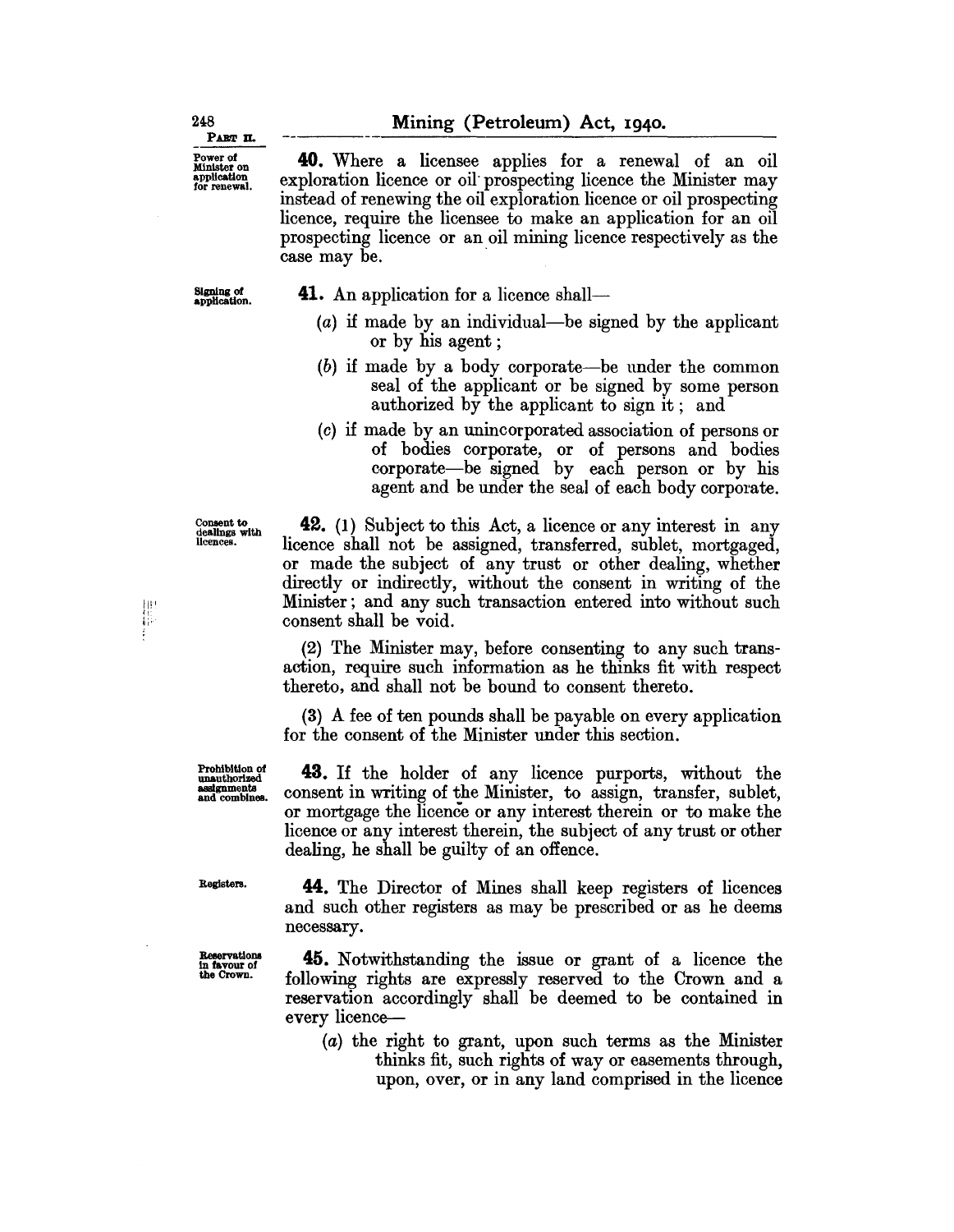**Power of Minister on application for renewal.**

**40.** Where a licensee applies for a renewal of an oil exploration licence or oil prospecting licence the Minister may instead of renewing the oil exploration licence or oil prospecting licence, require the licensee to make an application for an oil prospecting licence or an oil mining licence respectively as the case may be.

**Signing of application.**

**41.** An application for a licence shall—

(*a*) if made by an individual—be signed by the applicant or by his agent;

(*b*) if made by a body corporate—be under the common seal of the applicant or be signed by some person authorized by the applicant to sign it; and

(*c*) if made by an unincorporated association of persons or of bodies corporate, or of persons and bodies corporate—be signed by each person or by his agent and be under the seal of each body corporate.

**Consent to dealings with licences.**

**42.** (1) Subject to this Act, a licence or any interest in any licence shall not be assigned, transferred, sublet, mortgaged, or made the subject of any trust or other dealing, whether directly or indirectly, without the consent in writing of the Minister; and any such transaction entered into without such consent shall be void.

(2) The Minister may, before consenting to any such transaction, require such information as he thinks fit with respect thereto, and shall not be bound to consent thereto.

(3) A fee of ten pounds shall be payable on every application for the consent of the Minister under this section.

**Prohibition of unauthorized assignments and combines.**

**43.** If the holder of any licence purports, without the consent in writing of the Minister, to assign, transfer, sublet, or mortgage the licence or any interest therein or to make the licence or any interest therein, the subject of any trust or other dealing, he shall be guilty of an offence.

**Registers.**

**44.** The Director of Mines shall keep registers of licences and such other registers as may be prescribed or as he deems necessary.

**Reservations in favour of the Crown.**

**45.** Notwithstanding the issue or grant of a licence the following rights are expressly reserved to the Crown and a reservation accordingly shall be deemed to be contained in every licence—

(*a*) the right to grant, upon such terms as the Minister thinks fit, such rights of way or easements through, upon, over, or in any land comprised in the licence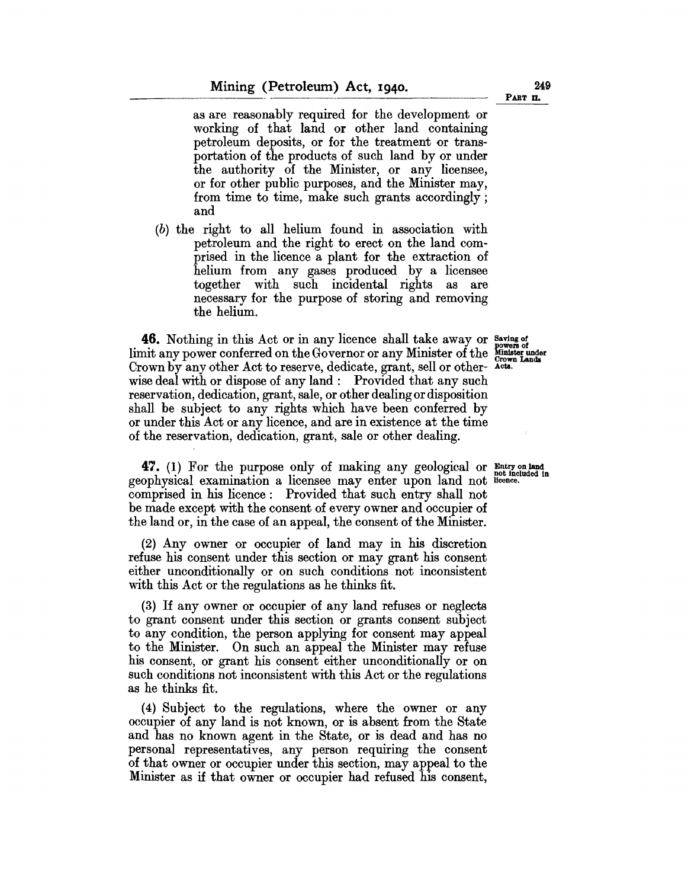as are reasonably required for the development or working of that land or other land containing petroleum deposits, or for the treatment or transportation of the products of such land by or under the authority of the Minister, or any licensee, or for other public purposes, and the Minister may, from time to time, make such grants accordingly; and

(*b*) the right to all helium found in association with petroleum and the right to erect on the land comprised in the licence a plant for the extraction of helium from any gases produced by a licensee together with such incidental rights as are necessary for the purpose of storing and removing the helium.

**Saving of powers of Minister under Crown Lands Acts.**

**46.** Nothing in this Act or in any licence shall take away or limit any power conferred on the Governor or any Minister of the Crown by any other Act to reserve, dedicate, grant, sell or otherwise deal with or dispose of any land: Provided that any such reservation, dedication, grant, sale, or other dealing or disposition shall be subject to any rights which have been conferred by or under this Act or any licence, and are in existence at the time of the reservation, dedication, grant, sale or other dealing.

**Entry on land not included in licence.**

**47.** (1) For the purpose only of making any geological or geophysical examination a licensee may enter upon land not comprised in his licence: Provided that such entry shall not be made except with the consent of every owner and occupier of the land or, in the case of an appeal, the consent of the Minister.

(2) Any owner or occupier of land may in his discretion refuse his consent under this section or may grant his consent either unconditionally or on such conditions not inconsistent with this Act or the regulations as he thinks fit.

(3) If any owner or occupier of any land refuses or neglects to grant consent under this section or grants consent subject to any condition, the person applying for consent may appeal to the Minister. On such an appeal the Minister may refuse his consent, or grant his consent either unconditionally or on such conditions not inconsistent with this Act or the regulations as he thinks fit.

(4) Subject to the regulations, where the owner or any occupier of any land is not known, or is absent from the State and has no known agent in the State, or is dead and has no personal representatives, any person requiring the consent of that owner or occupier under this section, may appeal to the Minister as if that owner or occupier had refused his consent,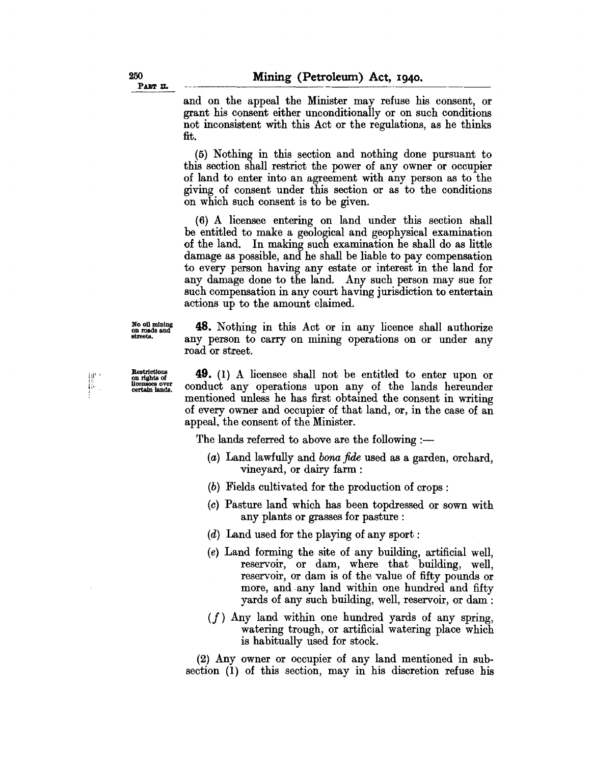and on the appeal the Minister may refuse his consent, or grant his consent either unconditionally or on such conditions not inconsistent with this Act or the regulations, as he thinks fit.

(5) Nothing in this section and nothing done pursuant to this section shall restrict the power of any owner or occupier of land to enter into an agreement with any person as to the giving of consent under this section or as to the conditions on which such consent is to be given.

(6) A licensee entering on land under this section shall be entitled to make a geological and geophysical examination of the land. In making such examination he shall do as little damage as possible, and he shall be liable to pay compensation to every person having any estate or interest in the land for any damage done to the land. Any such person may sue for such compensation in any court having jurisdiction to entertain actions up to the amount claimed.

No oil mining on roads and streets.

**48.** Nothing in this Act or in any licence shall authorize any person to carry on mining operations on or under any road or street.

Restrictions on rights of licensees over certain lands.

**49.** (1) A licensee shall not be entitled to enter upon or conduct any operations upon any of the lands hereunder mentioned unless he has first obtained the consent in writing of every owner and occupier of that land, or, in the case of an appeal, the consent of the Minister.

The lands referred to above are the following :—

(*a*) Land lawfully and *bona fide* used as a garden, orchard, vineyard, or dairy farm :

(*b*) Fields cultivated for the production of crops :

(*c*) Pasture land which has been topdressed or sown with any plants or grasses for pasture :

(*d*) Land used for the playing of any sport :

(*e*) Land forming the site of any building, artificial well, reservoir, or dam, where that building, well, reservoir, or dam is of the value of fifty pounds or more, and any land within one hundred and fifty yards of any such building, well, reservoir, or dam :

(*f*) Any land within one hundred yards of any spring, watering trough, or artificial watering place which is habitually used for stock.

(2) Any owner or occupier of any land mentioned in subsection (1) of this section, may in his discretion refuse his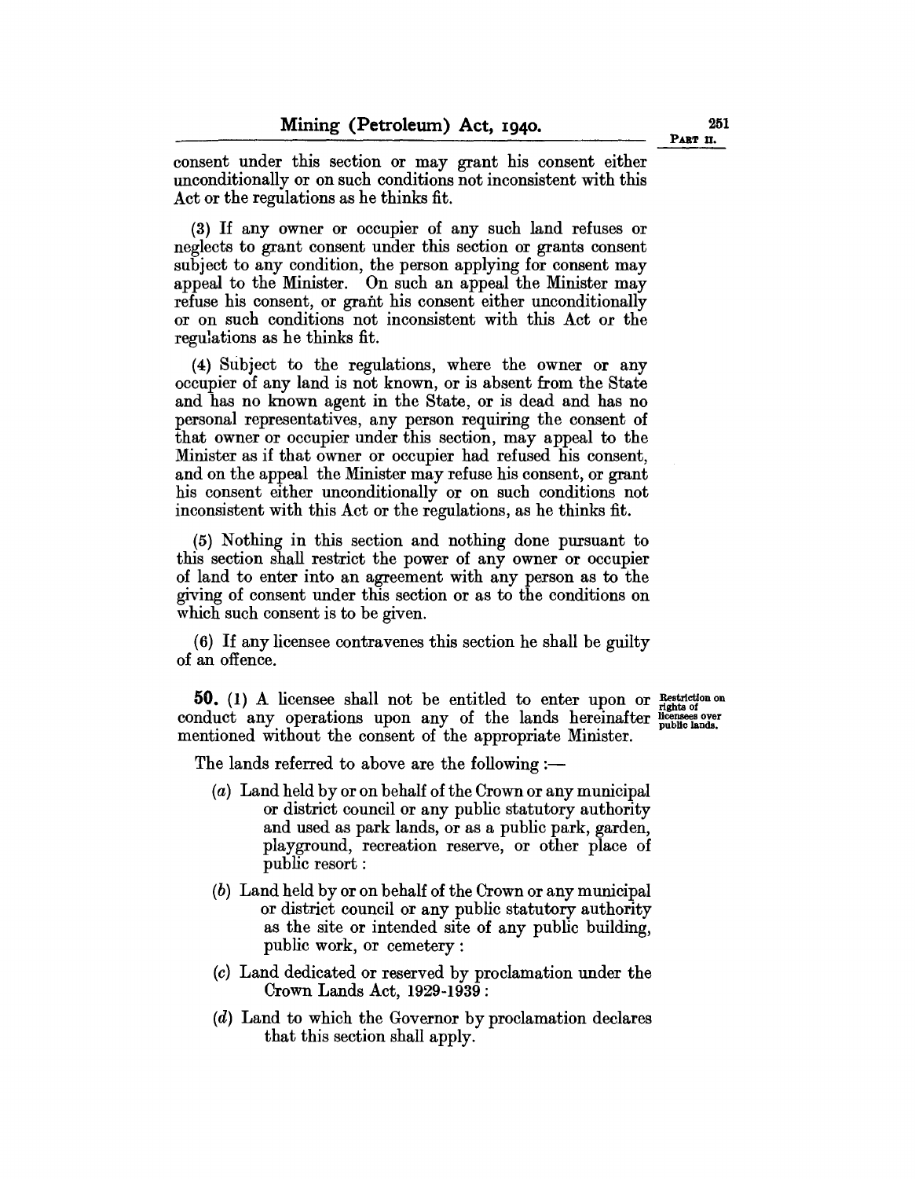consent under this section or may grant his consent either unconditionally or on such conditions not inconsistent with this Act or the regulations as he thinks fit.

(3) If any owner or occupier of any such land refuses or neglects to grant consent under this section or grants consent subject to any condition, the person applying for consent may appeal to the Minister. On such an appeal the Minister may refuse his consent, or grant his consent either unconditionally or on such conditions not inconsistent with this Act or the regulations as he thinks fit.

(4) Subject to the regulations, where the owner or any occupier of any land is not known, or is absent from the State and has no known agent in the State, or is dead and has no personal representatives, any person requiring the consent of that owner or occupier under this section, may appeal to the Minister as if that owner or occupier had refused his consent, and on the appeal the Minister may refuse his consent, or grant his consent either unconditionally or on such conditions not inconsistent with this Act or the regulations, as he thinks fit.

(5) Nothing in this section and nothing done pursuant to this section shall restrict the power of any owner or occupier of land to enter into an agreement with any person as to the giving of consent under this section or as to the conditions on which such consent is to be given.

(6) If any licensee contravenes this section he shall be guilty of an offence.

*Restriction on rights of licensees over public lands.*

**50.** (1) A licensee shall not be entitled to enter upon or conduct any operations upon any of the lands hereinafter mentioned without the consent of the appropriate Minister.

The lands referred to above are the following:—

(*a*) Land held by or on behalf of the Crown or any municipal or district council or any public statutory authority and used as park lands, or as a public park, garden, playground, recreation reserve, or other place of public resort:

(*b*) Land held by or on behalf of the Crown or any municipal or district council or any public statutory authority as the site or intended site of any public building, public work, or cemetery:

(*c*) Land dedicated or reserved by proclamation under the Crown Lands Act, 1929-1939:

(*d*) Land to which the Governor by proclamation declares that this section shall apply.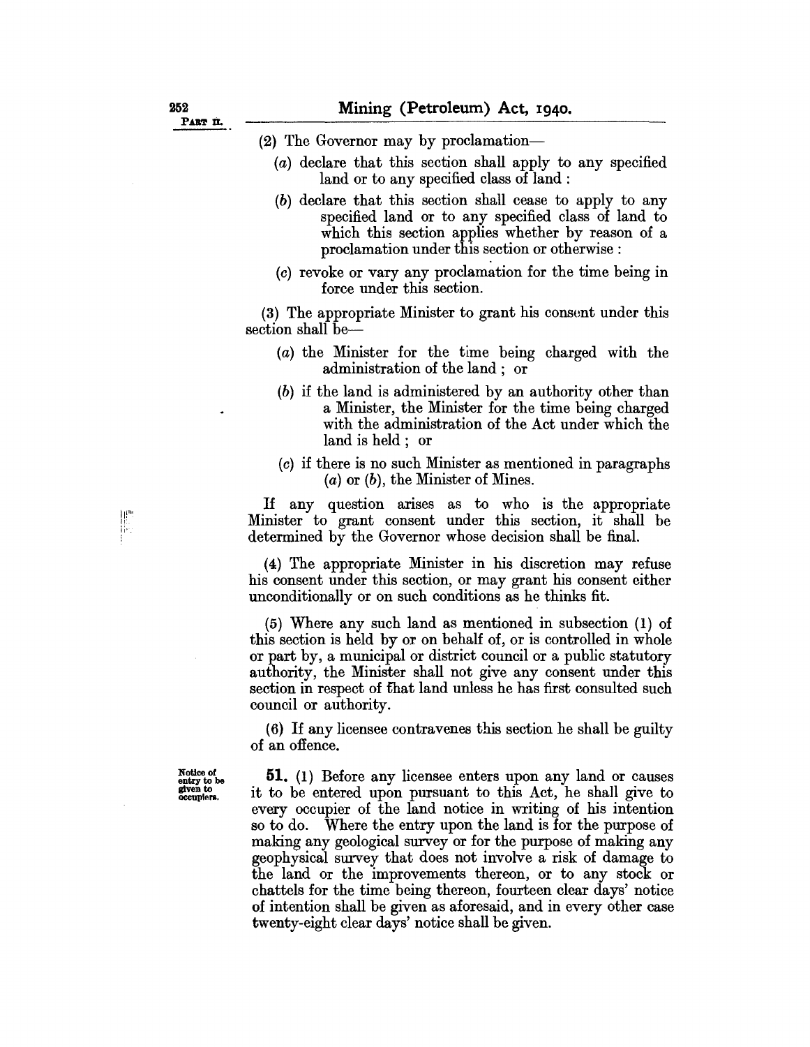(2) The Governor may by proclamation—

(*a*) declare that this section shall apply to any specified land or to any specified class of land :

(*b*) declare that this section shall cease to apply to any specified land or to any specified class of land to which this section applies whether by reason of a proclamation under this section or otherwise :

(*c*) revoke or vary any proclamation for the time being in force under this section.

(3) The appropriate Minister to grant his consent under this section shall be—

(*a*) the Minister for the time being charged with the administration of the land ; or

(*b*) if the land is administered by an authority other than a Minister, the Minister for the time being charged with the administration of the Act under which the land is held ; or

(*c*) if there is no such Minister as mentioned in paragraphs (*a*) or (*b*), the Minister of Mines.

If any question arises as to who is the appropriate Minister to grant consent under this section, it shall be determined by the Governor whose decision shall be final.

(4) The appropriate Minister in his discretion may refuse his consent under this section, or may grant his consent either unconditionally or on such conditions as he thinks fit.

(5) Where any such land as mentioned in subsection (1) of this section is held by or on behalf of, or is controlled in whole or part by, a municipal or district council or a public statutory authority, the Minister shall not give any consent under this section in respect of that land unless he has first consulted such council or authority.

(6) If any licensee contravenes this section he shall be guilty of an offence.

Notice of entry to be given to occupiers.

**51.** (1) Before any licensee enters upon any land or causes it to be entered upon pursuant to this Act, he shall give to every occupier of the land notice in writing of his intention so to do. Where the entry upon the land is for the purpose of making any geological survey or for the purpose of making any geophysical survey that does not involve a risk of damage to the land or the improvements thereon, or to any stock or chattels for the time being thereon, fourteen clear days' notice of intention shall be given as aforesaid, and in every other case twenty-eight clear days' notice shall be given.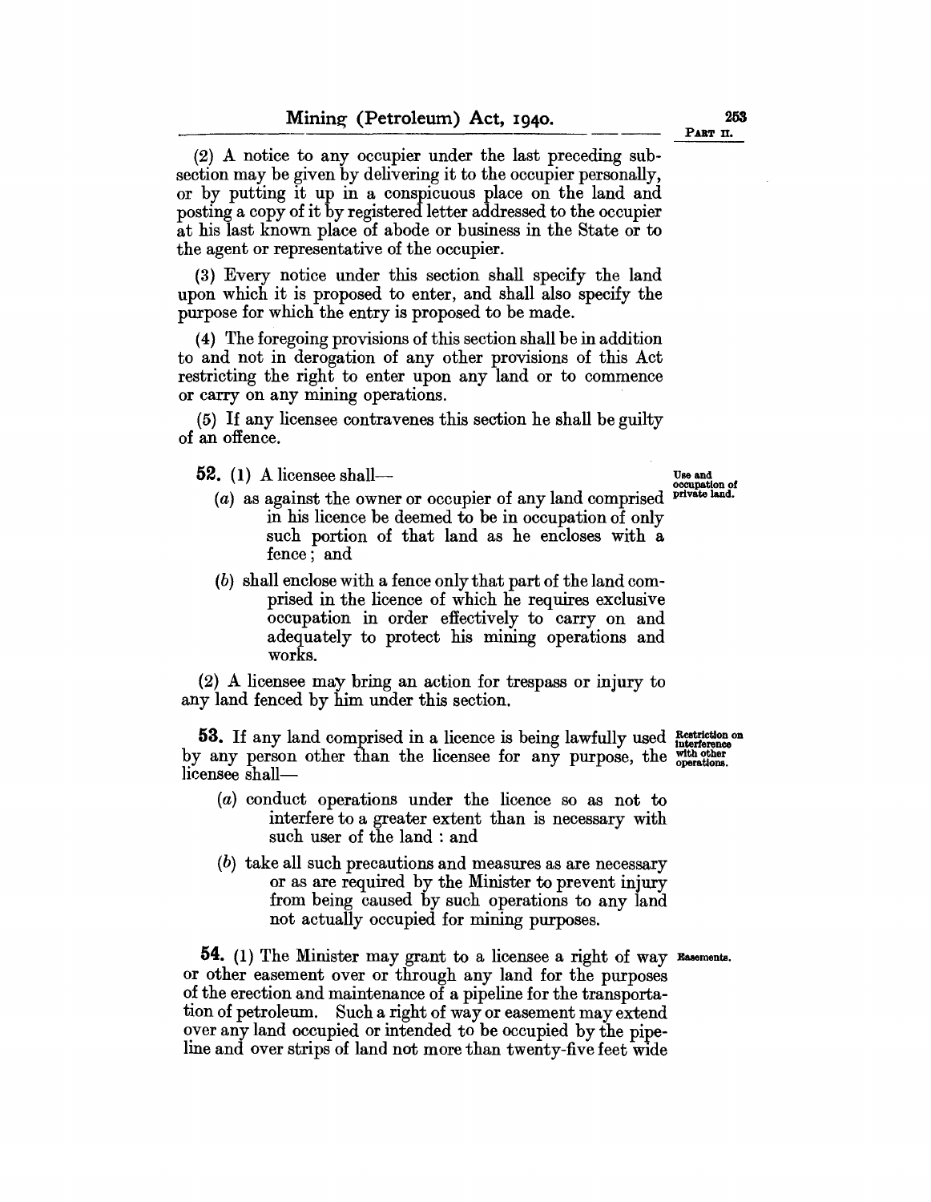(2) A notice to any occupier under the last preceding subsection may be given by delivering it to the occupier personally, or by putting it up in a conspicuous place on the land and posting a copy of it by registered letter addressed to the occupier at his last known place of abode or business in the State or to the agent or representative of the occupier.

(3) Every notice under this section shall specify the land upon which it is proposed to enter, and shall also specify the purpose for which the entry is proposed to be made.

(4) The foregoing provisions of this section shall be in addition to and not in derogation of any other provisions of this Act restricting the right to enter upon any land or to commence or carry on any mining operations.

(5) If any licensee contravenes this section he shall be guilty of an offence.

**Use and occupation of private land.**

**52.** (1) A licensee shall—

(*a*) as against the owner or occupier of any land comprised in his licence be deemed to be in occupation of only such portion of that land as he encloses with a fence; and

(*b*) shall enclose with a fence only that part of the land comprised in the licence of which he requires exclusive occupation in order effectively to carry on and adequately to protect his mining operations and works.

(2) A licensee may bring an action for trespass or injury to any land fenced by him under this section.

**Restriction on interference with other operations.**

**53.** If any land comprised in a licence is being lawfully used by any person other than the licensee for any purpose, the licensee shall—

(*a*) conduct operations under the licence so as not to interfere to a greater extent than is necessary with such user of the land: and

(*b*) take all such precautions and measures as are necessary or as are required by the Minister to prevent injury from being caused by such operations to any land not actually occupied for mining purposes.

**Easements.**

**54.** (1) The Minister may grant to a licensee a right of way or other easement over or through any land for the purposes of the erection and maintenance of a pipeline for the transportation of petroleum. Such a right of way or easement may extend over any land occupied or intended to be occupied by the pipeline and over strips of land not more than twenty-five feet wide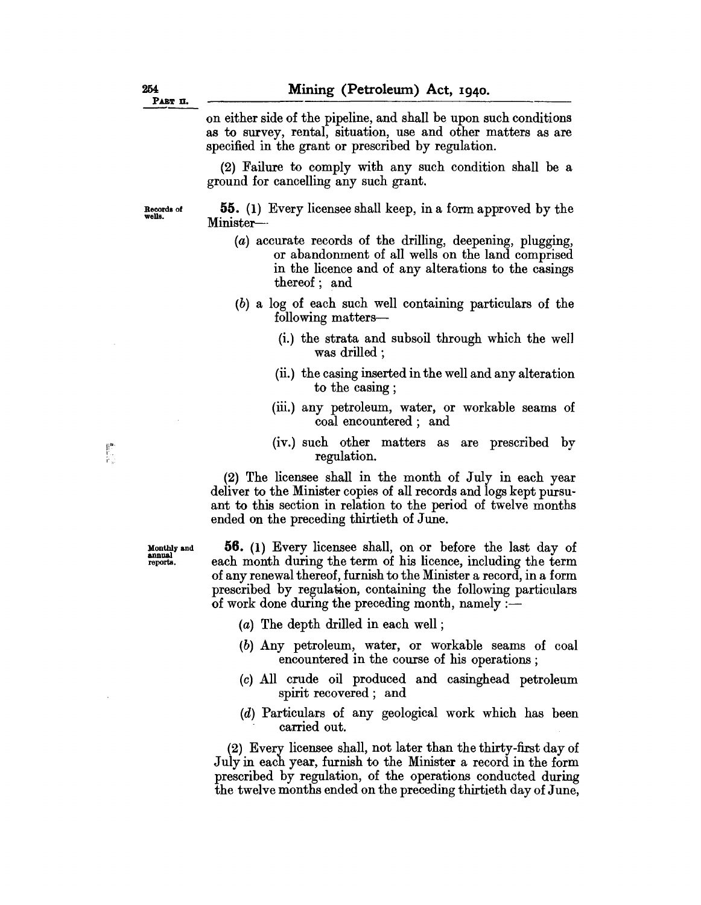on either side of the pipeline, and shall be upon such conditions as to survey, rental, situation, use and other matters as are specified in the grant or prescribed by regulation.

(2) Failure to comply with any such condition shall be a ground for cancelling any such grant.

Records of wells.

**55.** (1) Every licensee shall keep, in a form approved by the Minister—

(*a*) accurate records of the drilling, deepening, plugging, or abandonment of all wells on the land comprised in the licence and of any alterations to the casings thereof ; and

(*b*) a log of each such well containing particulars of the following matters—

(i.) the strata and subsoil through which the well was drilled ;

(ii.) the casing inserted in the well and any alteration to the casing ;

(iii.) any petroleum, water, or workable seams of coal encountered ; and

(iv.) such other matters as are prescribed by regulation.

(2) The licensee shall in the month of July in each year deliver to the Minister copies of all records and logs kept pursuant to this section in relation to the period of twelve months ended on the preceding thirtieth of June.

Monthly and annual reports.

**56.** (1) Every licensee shall, on or before the last day of each month during the term of his licence, including the term of any renewal thereof, furnish to the Minister a record, in a form prescribed by regulation, containing the following particulars of work done during the preceding month, namely :—

(*a*) The depth drilled in each well ;

(*b*) Any petroleum, water, or workable seams of coal encountered in the course of his operations ;

(*c*) All crude oil produced and casinghead petroleum spirit recovered ; and

(*d*) Particulars of any geological work which has been carried out.

(2) Every licensee shall, not later than the thirty-first day of July in each year, furnish to the Minister a record in the form prescribed by regulation, of the operations conducted during the twelve months ended on the preceding thirtieth day of June,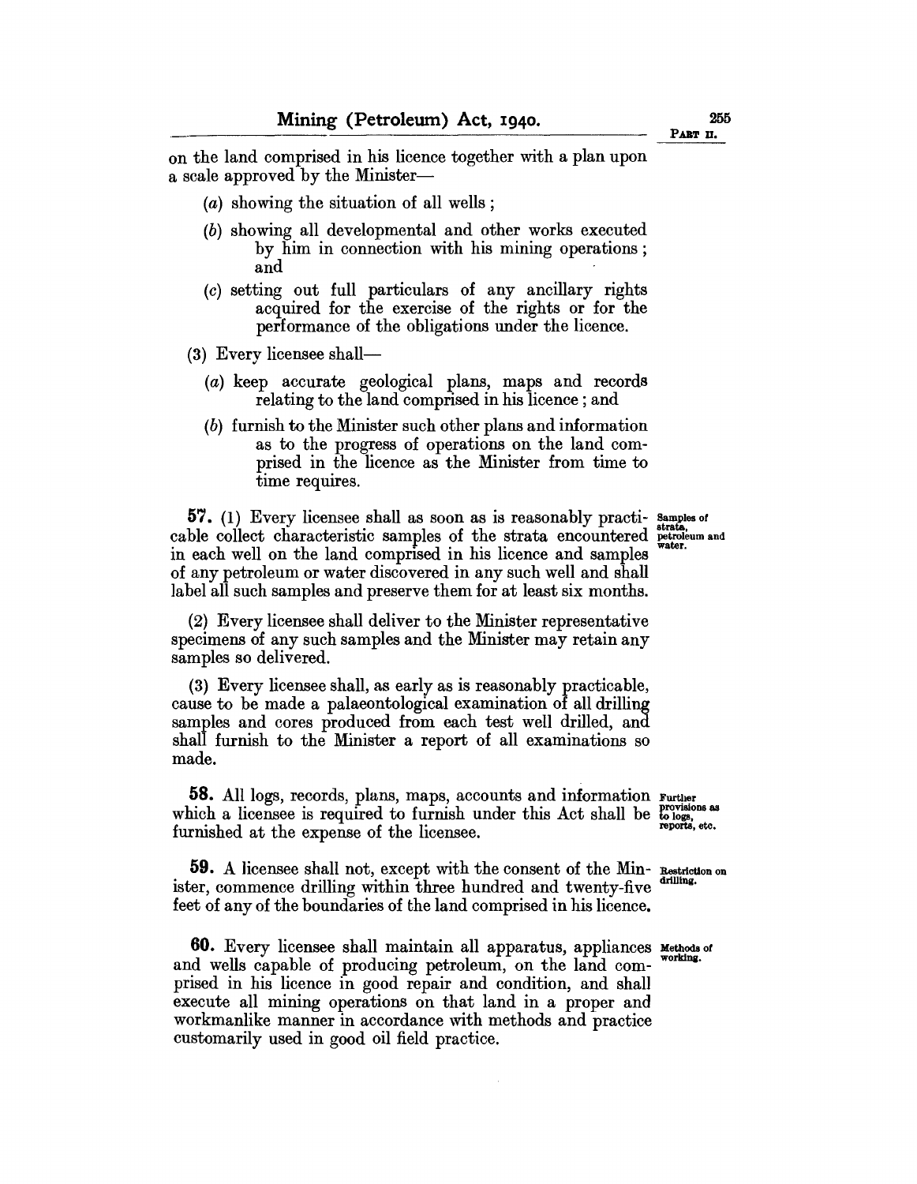on the land comprised in his licence together with a plan upon a scale approved by the Minister—

(a) showing the situation of all wells;

(b) showing all developmental and other works executed by him in connection with his mining operations; and

(c) setting out full particulars of any ancillary rights acquired for the exercise of the rights or for the performance of the obligations under the licence.

(3) Every licensee shall—

(a) keep accurate geological plans, maps and records relating to the land comprised in his licence; and

(b) furnish to the Minister such other plans and information as to the progress of operations on the land comprised in the licence as the Minister from time to time requires.

**57.** (1) Every licensee shall as soon as is reasonably practicable collect characteristic samples of the strata encountered in each well on the land comprised in his licence and samples of any petroleum or water discovered in any such well and shall label all such samples and preserve them for at least six months.

*Samples of strata, petroleum and water.*

(2) Every licensee shall deliver to the Minister representative specimens of any such samples and the Minister may retain any samples so delivered.

(3) Every licensee shall, as early as is reasonably practicable, cause to be made a palaeontological examination of all drilling samples and cores produced from each test well drilled, and shall furnish to the Minister a report of all examinations so made.

**58.** All logs, records, plans, maps, accounts and information which a licensee is required to furnish under this Act shall be furnished at the expense of the licensee.

*Further provisions as to logs, reports, etc.*

**59.** A licensee shall not, except with the consent of the Minister, commence drilling within three hundred and twenty-five feet of any of the boundaries of the land comprised in his licence.

*Restriction on drilling.*

**60.** Every licensee shall maintain all apparatus, appliances and wells capable of producing petroleum, on the land comprised in his licence in good repair and condition, and shall execute all mining operations on that land in a proper and workmanlike manner in accordance with methods and practice customarily used in good oil field practice.

*Methods of working.*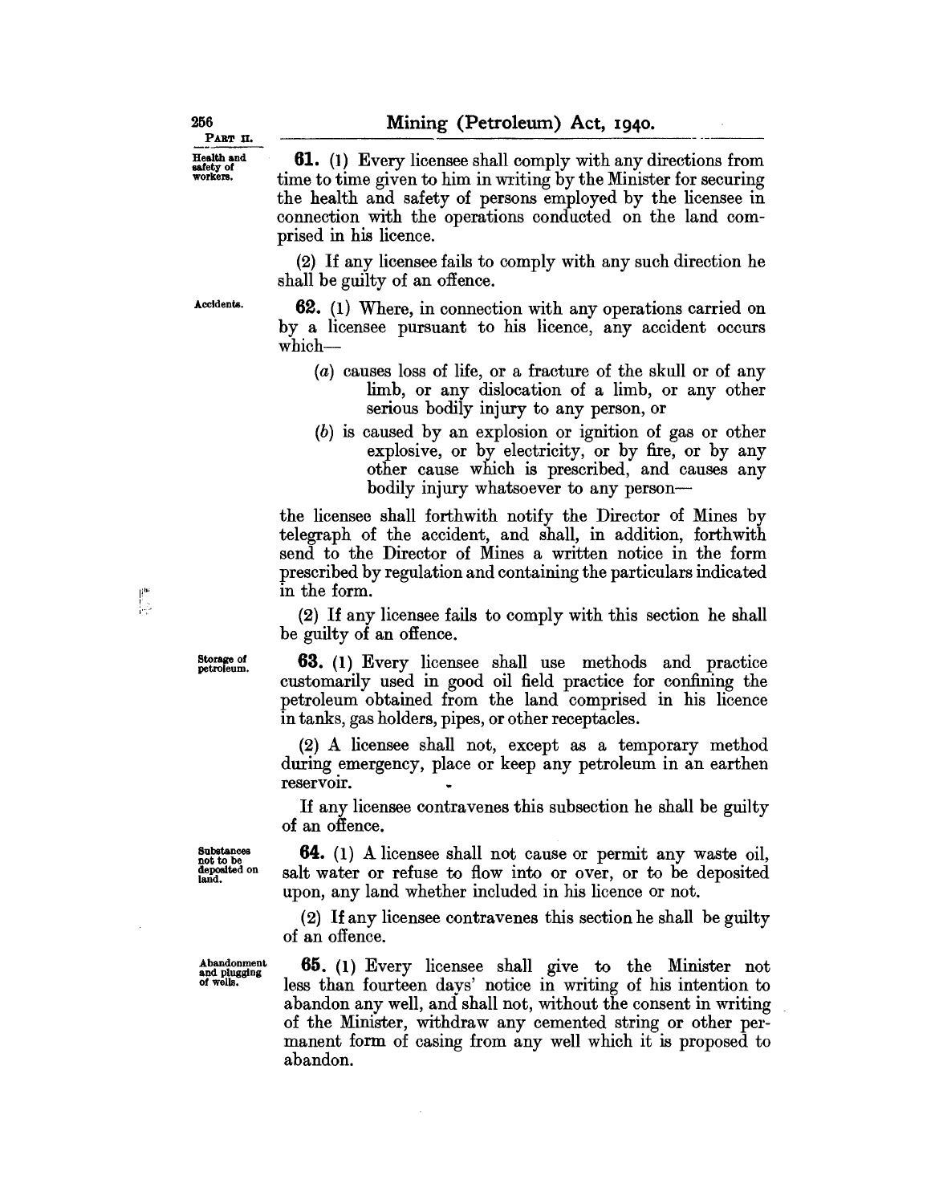Health and safety of workers.

**61.** (1) Every licensee shall comply with any directions from time to time given to him in writing by the Minister for securing the health and safety of persons employed by the licensee in connection with the operations conducted on the land comprised in his licence.

(2) If any licensee fails to comply with any such direction he shall be guilty of an offence.

Accidents.

**62.** (1) Where, in connection with any operations carried on by a licensee pursuant to his licence, any accident occurs which—

(*a*) causes loss of life, or a fracture of the skull or of any limb, or any dislocation of a limb, or any other serious bodily injury to any person, or

(*b*) is caused by an explosion or ignition of gas or other explosive, or by electricity, or by fire, or by any other cause which is prescribed, and causes any bodily injury whatsoever to any person—

the licensee shall forthwith notify the Director of Mines by telegraph of the accident, and shall, in addition, forthwith send to the Director of Mines a written notice in the form prescribed by regulation and containing the particulars indicated in the form.

(2) If any licensee fails to comply with this section he shall be guilty of an offence.

Storage of petroleum.

**63.** (1) Every licensee shall use methods and practice customarily used in good oil field practice for confining the petroleum obtained from the land comprised in his licence in tanks, gas holders, pipes, or other receptacles.

(2) A licensee shall not, except as a temporary method during emergency, place or keep any petroleum in an earthen reservoir.

If any licensee contravenes this subsection he shall be guilty of an offence.

Substances not to be deposited on land.

**64.** (1) A licensee shall not cause or permit any waste oil, salt water or refuse to flow into or over, or to be deposited upon, any land whether included in his licence or not.

(2) If any licensee contravenes this section he shall be guilty of an offence.

Abandonment and plugging of wells.

**65.** (1) Every licensee shall give to the Minister not less than fourteen days' notice in writing of his intention to abandon any well, and shall not, without the consent in writing of the Minister, withdraw any cemented string or other permanent form of casing from any well which it is proposed to abandon.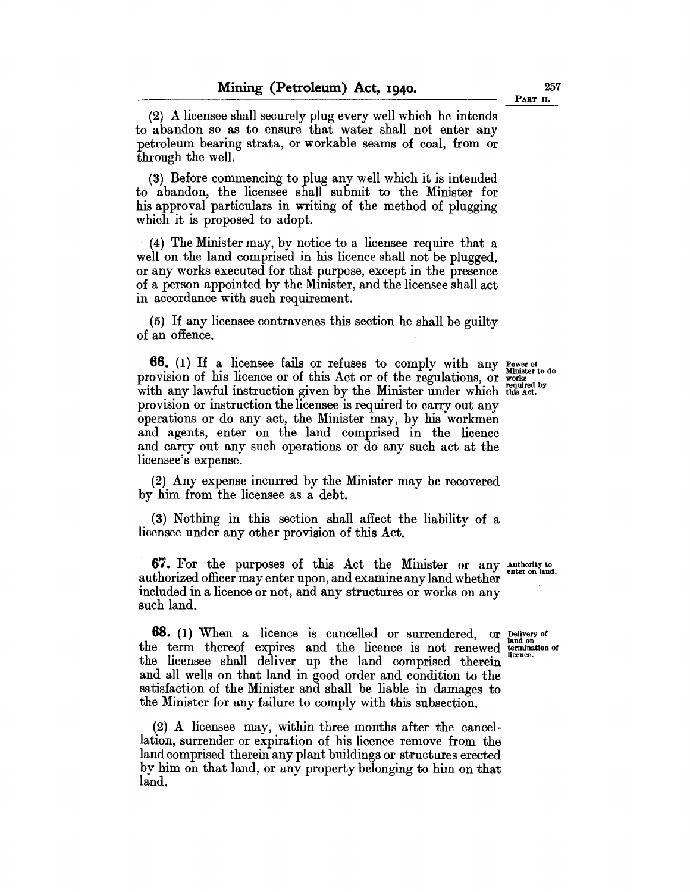(2) A licensee shall securely plug every well which he intends to abandon so as to ensure that water shall not enter any petroleum bearing strata, or workable seams of coal, from or through the well.

(3) Before commencing to plug any well which it is intended to abandon, the licensee shall submit to the Minister for his approval particulars in writing of the method of plugging which it is proposed to adopt.

(4) The Minister may, by notice to a licensee require that a well on the land comprised in his licence shall not be plugged, or any works executed for that purpose, except in the presence of a person appointed by the Minister, and the licensee shall act in accordance with such requirement.

(5) If any licensee contravenes this section he shall be guilty of an offence.

*Power of Minister to do works required by this Act.*

**66.** (1) If a licensee fails or refuses to comply with any provision of his licence or of this Act or of the regulations, or with any lawful instruction given by the Minister under which provision or instruction the licensee is required to carry out any operations or do any act, the Minister may, by his workmen and agents, enter on the land comprised in the licence and carry out any such operations or do any such act at the licensee's expense.

(2) Any expense incurred by the Minister may be recovered by him from the licensee as a debt.

(3) Nothing in this section shall affect the liability of a licensee under any other provision of this Act.

*Authority to enter on land.*

**67.** For the purposes of this Act the Minister or any authorized officer may enter upon, and examine any land whether included in a licence or not, and any structures or works on any such land.

*Delivery of land on termination of licence.*

**68.** (1) When a licence is cancelled or surrendered, or the term thereof expires and the licence is not renewed the licensee shall deliver up the land comprised therein and all wells on that land in good order and condition to the satisfaction of the Minister and shall be liable in damages to the Minister for any failure to comply with this subsection.

(2) A licensee may, within three months after the cancellation, surrender or expiration of his licence remove from the land comprised therein any plant buildings or structures erected by him on that land, or any property belonging to him on that land.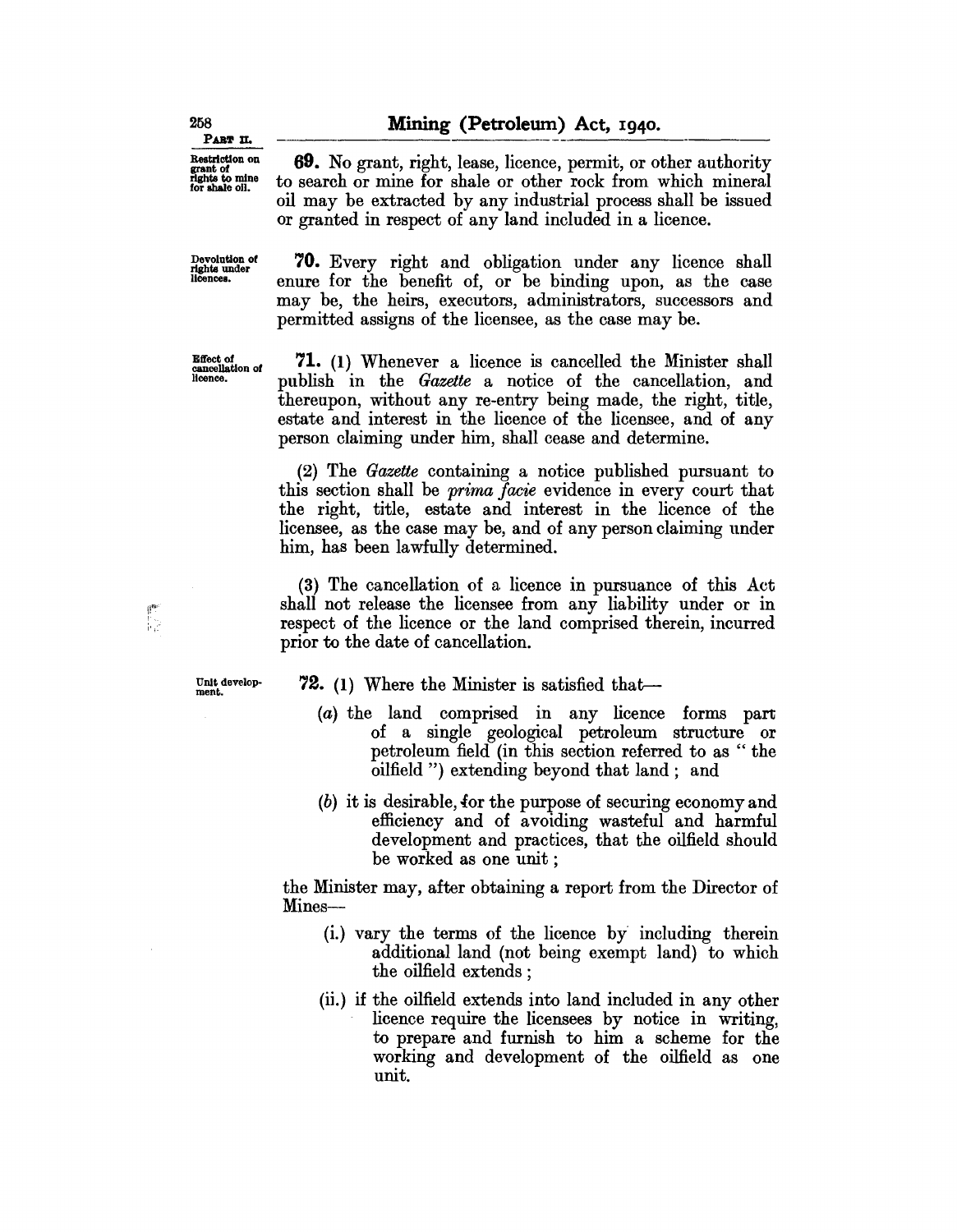**Restriction on grant of rights to mine for shale oil.**

**69.** No grant, right, lease, licence, permit, or other authority to search or mine for shale or other rock from which mineral oil may be extracted by any industrial process shall be issued or granted in respect of any land included in a licence.

**Devolution of rights under licences.**

**70.** Every right and obligation under any licence shall enure for the benefit of, or be binding upon, as the case may be, the heirs, executors, administrators, successors and permitted assigns of the licensee, as the case may be.

**Effect of cancellation of licence.**

**71.** (1) Whenever a licence is cancelled the Minister shall publish in the *Gazette* a notice of the cancellation, and thereupon, without any re-entry being made, the right, title, estate and interest in the licence of the licensee, and of any person claiming under him, shall cease and determine.

(2) The *Gazette* containing a notice published pursuant to this section shall be *prima facie* evidence in every court that the right, title, estate and interest in the licence of the licensee, as the case may be, and of any person claiming under him, has been lawfully determined.

(3) The cancellation of a licence in pursuance of this Act shall not release the licensee from any liability under or in respect of the licence or the land comprised therein, incurred prior to the date of cancellation.

**Unit development.**

**72.** (1) Where the Minister is satisfied that—

(a) the land comprised in any licence forms part of a single geological petroleum structure or petroleum field (in this section referred to as " the oilfield ") extending beyond that land ; and

(b) it is desirable, for the purpose of securing economy and efficiency and of avoiding wasteful and harmful development and practices, that the oilfield should be worked as one unit ;

the Minister may, after obtaining a report from the Director of Mines—

(i.) vary the terms of the licence by including therein additional land (not being exempt land) to which the oilfield extends ;

(ii.) if the oilfield extends into land included in any other licence require the licensees by notice in writing, to prepare and furnish to him a scheme for the working and development of the oilfield as one unit.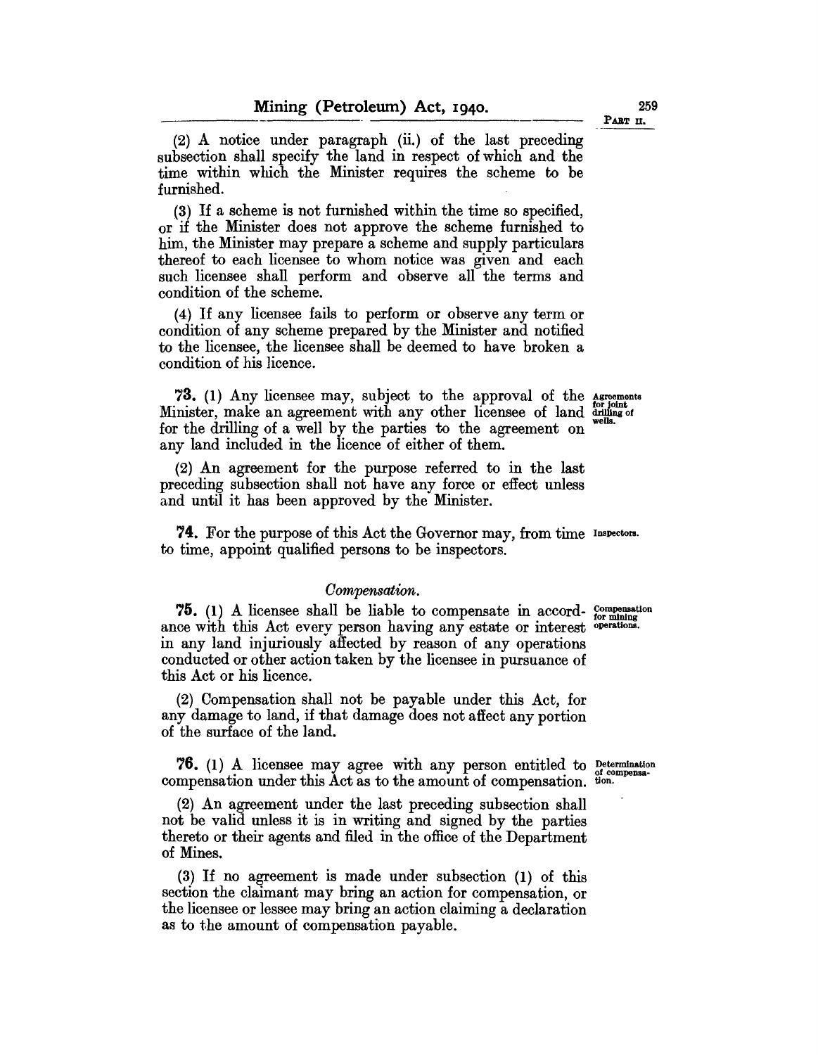(2) A notice under paragraph (ii.) of the last preceding subsection shall specify the land in respect of which and the time within which the Minister requires the scheme to be furnished.

(3) If a scheme is not furnished within the time so specified, or if the Minister does not approve the scheme furnished to him, the Minister may prepare a scheme and supply particulars thereof to each licensee to whom notice was given and each such licensee shall perform and observe all the terms and condition of the scheme.

(4) If any licensee fails to perform or observe any term or condition of any scheme prepared by the Minister and notified to the licensee, the licensee shall be deemed to have broken a condition of his licence.

*Agreements for joint drilling of wells.*

**73.** (1) Any licensee may, subject to the approval of the Minister, make an agreement with any other licensee of land for the drilling of a well by the parties to the agreement on any land included in the licence of either of them.

(2) An agreement for the purpose referred to in the last preceding subsection shall not have any force or effect unless and until it has been approved by the Minister.

*Inspectors.*

**74.** For the purpose of this Act the Governor may, from time to time, appoint qualified persons to be inspectors.

### *Compensation.*

*Compensation for mining operations.*

**75.** (1) A licensee shall be liable to compensate in accordance with this Act every person having any estate or interest in any land injuriously affected by reason of any operations conducted or other action taken by the licensee in pursuance of this Act or his licence.

(2) Compensation shall not be payable under this Act, for any damage to land, if that damage does not affect any portion of the surface of the land.

*Determination of compensation.*

**76.** (1) A licensee may agree with any person entitled to compensation under this Act as to the amount of compensation.

(2) An agreement under the last preceding subsection shall not be valid unless it is in writing and signed by the parties thereto or their agents and filed in the office of the Department of Mines.

(3) If no agreement is made under subsection (1) of this section the claimant may bring an action for compensation, or the licensee or lessee may bring an action claiming a declaration as to the amount of compensation payable.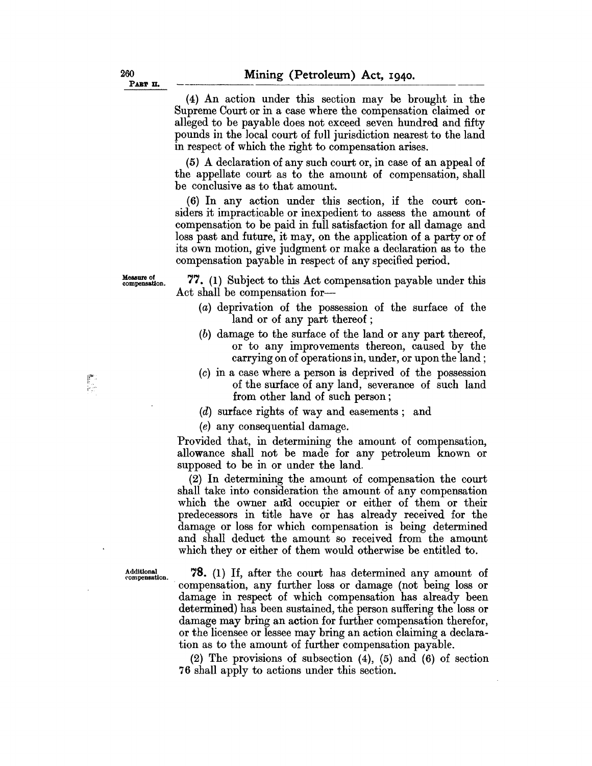(4) An action under this section may be brought in the Supreme Court or in a case where the compensation claimed or alleged to be payable does not exceed seven hundred and fifty pounds in the local court of full jurisdiction nearest to the land in respect of which the right to compensation arises.

(5) A declaration of any such court or, in case of an appeal of the appellate court as to the amount of compensation, shall be conclusive as to that amount.

(6) In any action under this section, if the court considers it impracticable or inexpedient to assess the amount of compensation to be paid in full satisfaction for all damage and loss past and future, it may, on the application of a party or of its own motion, give judgment or make a declaration as to the compensation payable in respect of any specified period.

*Measure of compensation.*

**77.** (1) Subject to this Act compensation payable under this Act shall be compensation for—

(*a*) deprivation of the possession of the surface of the land or of any part thereof;

(*b*) damage to the surface of the land or any part thereof, or to any improvements thereon, caused by the carrying on of operations in, under, or upon the land;

(*c*) in a case where a person is deprived of the possession of the surface of any land, severance of such land from other land of such person;

(*d*) surface rights of way and easements; and

(*e*) any consequential damage.

Provided that, in determining the amount of compensation, allowance shall not be made for any petroleum known or supposed to be in or under the land.

(2) In determining the amount of compensation the court shall take into consideration the amount of any compensation which the owner and occupier or either of them or their predecessors in title have or has already received for the damage or loss for which compensation is being determined and shall deduct the amount so received from the amount which they or either of them would otherwise be entitled to.

*Additional compensation.*

**78.** (1) If, after the court has determined any amount of compensation, any further loss or damage (not being loss or damage in respect of which compensation has already been determined) has been sustained, the person suffering the loss or damage may bring an action for further compensation therefor, or the licensee or lessee may bring an action claiming a declaration as to the amount of further compensation payable.

(2) The provisions of subsection (4), (5) and (6) of section 76 shall apply to actions under this section.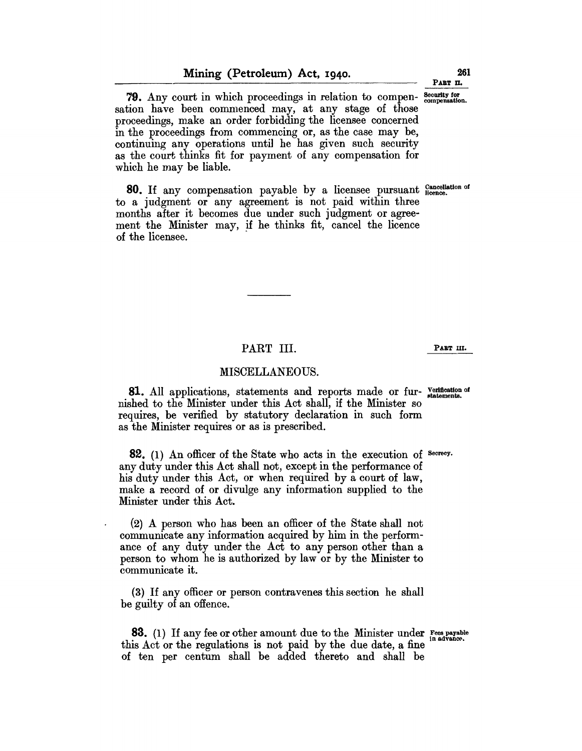**79.** Any court in which proceedings in relation to compensation have been commenced may, at any stage of those proceedings, make an order forbidding the licensee concerned in the proceedings from commencing or, as the case may be, continuing any operations until he has given such security as the court thinks fit for payment of any compensation for which he may be liable.

*Security for compensation.*

**80.** If any compensation payable by a licensee pursuant to a judgment or any agreement is not paid within three months after it becomes due under such judgment or agreement the Minister may, if he thinks fit, cancel the licence of the licensee.

*Cancellation of licence.*

---

## PART III.

## MISCELLANEOUS.

**81.** All applications, statements and reports made or furnished to the Minister under this Act shall, if the Minister so requires, be verified by statutory declaration in such form as the Minister requires or as is prescribed.

*Verification of statements.*

**82.** (1) An officer of the State who acts in the execution of any duty under this Act shall not, except in the performance of his duty under this Act, or when required by a court of law, make a record of or divulge any information supplied to the Minister under this Act.

*Secrecy.*

(2) A person who has been an officer of the State shall not communicate any information acquired by him in the performance of any duty under the Act to any person other than a person to whom he is authorized by law or by the Minister to communicate it.

(3) If any officer or person contravenes this section he shall be guilty of an offence.

**83.** (1) If any fee or other amount due to the Minister under this Act or the regulations is not paid by the due date, a fine of ten per centum shall be added thereto and shall be

*Fees payable in advance.*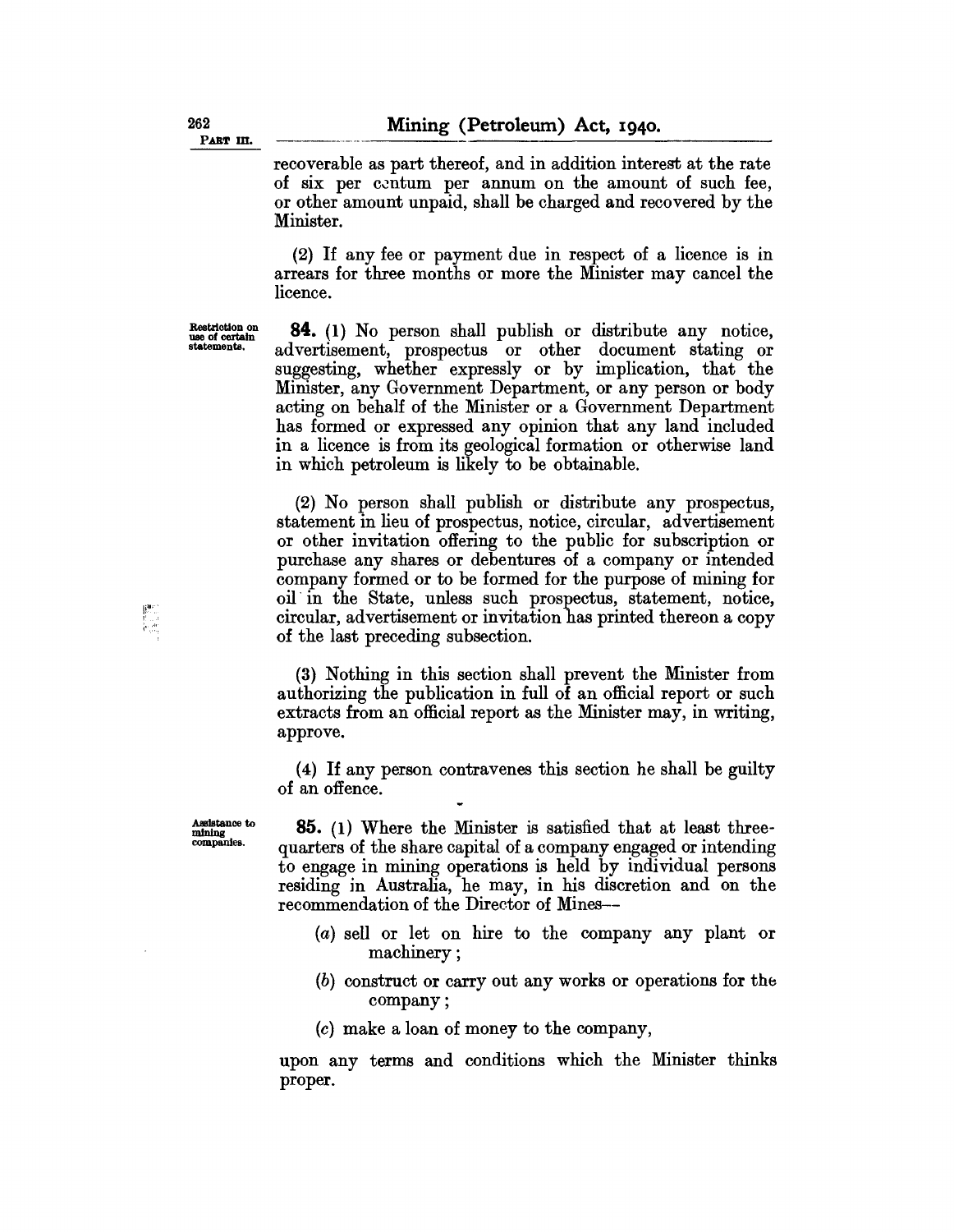recoverable as part thereof, and in addition interest at the rate of six per centum per annum on the amount of such fee, or other amount unpaid, shall be charged and recovered by the Minister.

(2) If any fee or payment due in respect of a licence is in arrears for three months or more the Minister may cancel the licence.

**Restriction on use of certain statements.**

**84.** (1) No person shall publish or distribute any notice, advertisement, prospectus or other document stating or suggesting, whether expressly or by implication, that the Minister, any Government Department, or any person or body acting on behalf of the Minister or a Government Department has formed or expressed any opinion that any land included in a licence is from its geological formation or otherwise land in which petroleum is likely to be obtainable.

(2) No person shall publish or distribute any prospectus, statement in lieu of prospectus, notice, circular, advertisement or other invitation offering to the public for subscription or purchase any shares or debentures of a company or intended company formed or to be formed for the purpose of mining for oil in the State, unless such prospectus, statement, notice, circular, advertisement or invitation has printed thereon a copy of the last preceding subsection.

(3) Nothing in this section shall prevent the Minister from authorizing the publication in full of an official report or such extracts from an official report as the Minister may, in writing, approve.

(4) If any person contravenes this section he shall be guilty of an offence.

**Assistance to mining companies.**

**85.** (1) Where the Minister is satisfied that at least three-quarters of the share capital of a company engaged or intending to engage in mining operations is held by individual persons residing in Australia, he may, in his discretion and on the recommendation of the Director of Mines—

(*a*) sell or let on hire to the company any plant or machinery;

(*b*) construct or carry out any works or operations for the company;

(*c*) make a loan of money to the company,

upon any terms and conditions which the Minister thinks proper.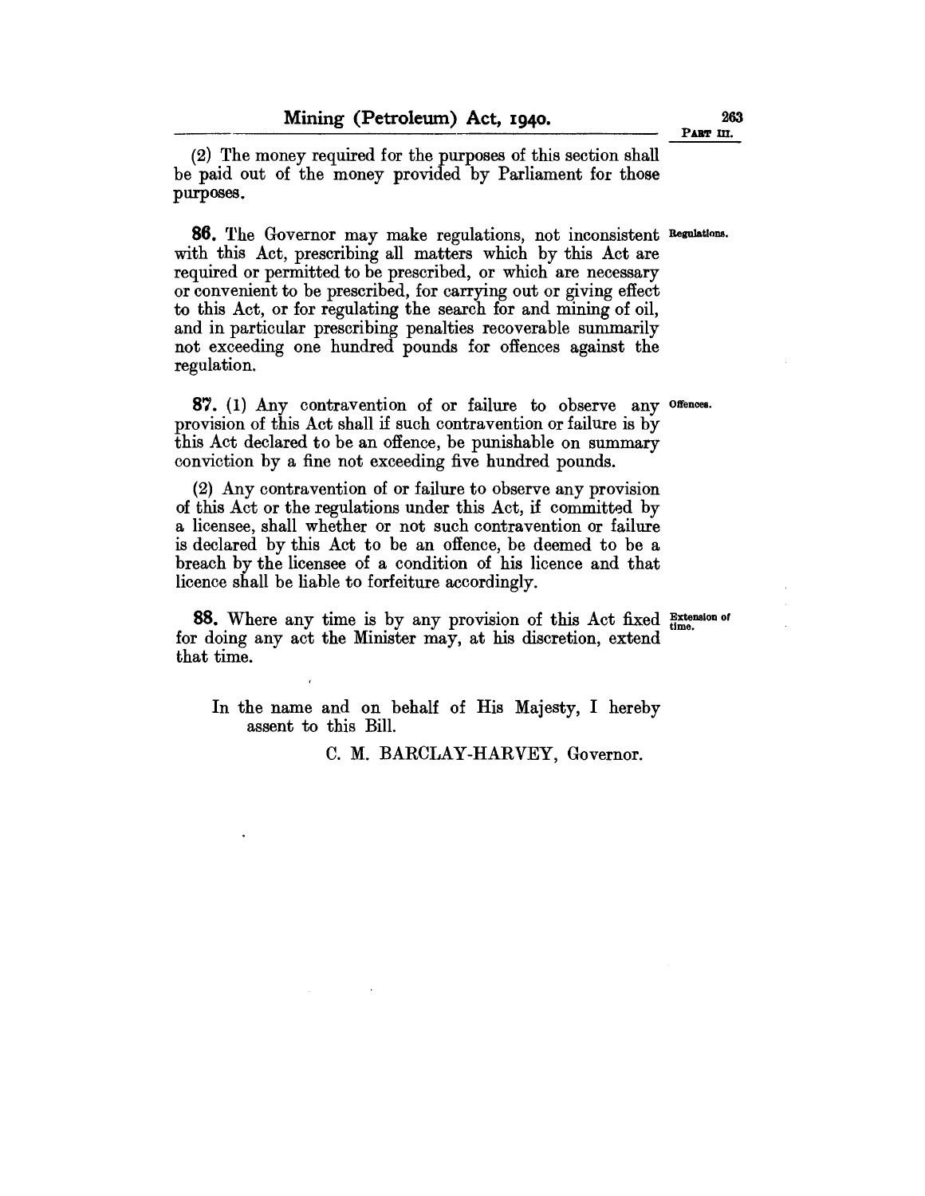(2) The money required for the purposes of this section shall be paid out of the money provided by Parliament for those purposes.

**86.** The Governor may make regulations, not inconsistent with this Act, prescribing all matters which by this Act are required or permitted to be prescribed, or which are necessary or convenient to be prescribed, for carrying out or giving effect to this Act, or for regulating the search for and mining of oil, and in particular prescribing penalties recoverable summarily not exceeding one hundred pounds for offences against the regulation.

Regulations.

**87.** (1) Any contravention of or failure to observe any provision of this Act shall if such contravention or failure is by this Act declared to be an offence, be punishable on summary conviction by a fine not exceeding five hundred pounds.

Offences.

(2) Any contravention of or failure to observe any provision of this Act or the regulations under this Act, if committed by a licensee, shall whether or not such contravention or failure is declared by this Act to be an offence, be deemed to be a breach by the licensee of a condition of his licence and that licence shall be liable to forfeiture accordingly.

**88.** Where any time is by any provision of this Act fixed for doing any act the Minister may, at his discretion, extend that time.

Extension of time.

In the name and on behalf of His Majesty, I hereby assent to this Bill.

C. M. BARCLAY-HARVEY, Governor.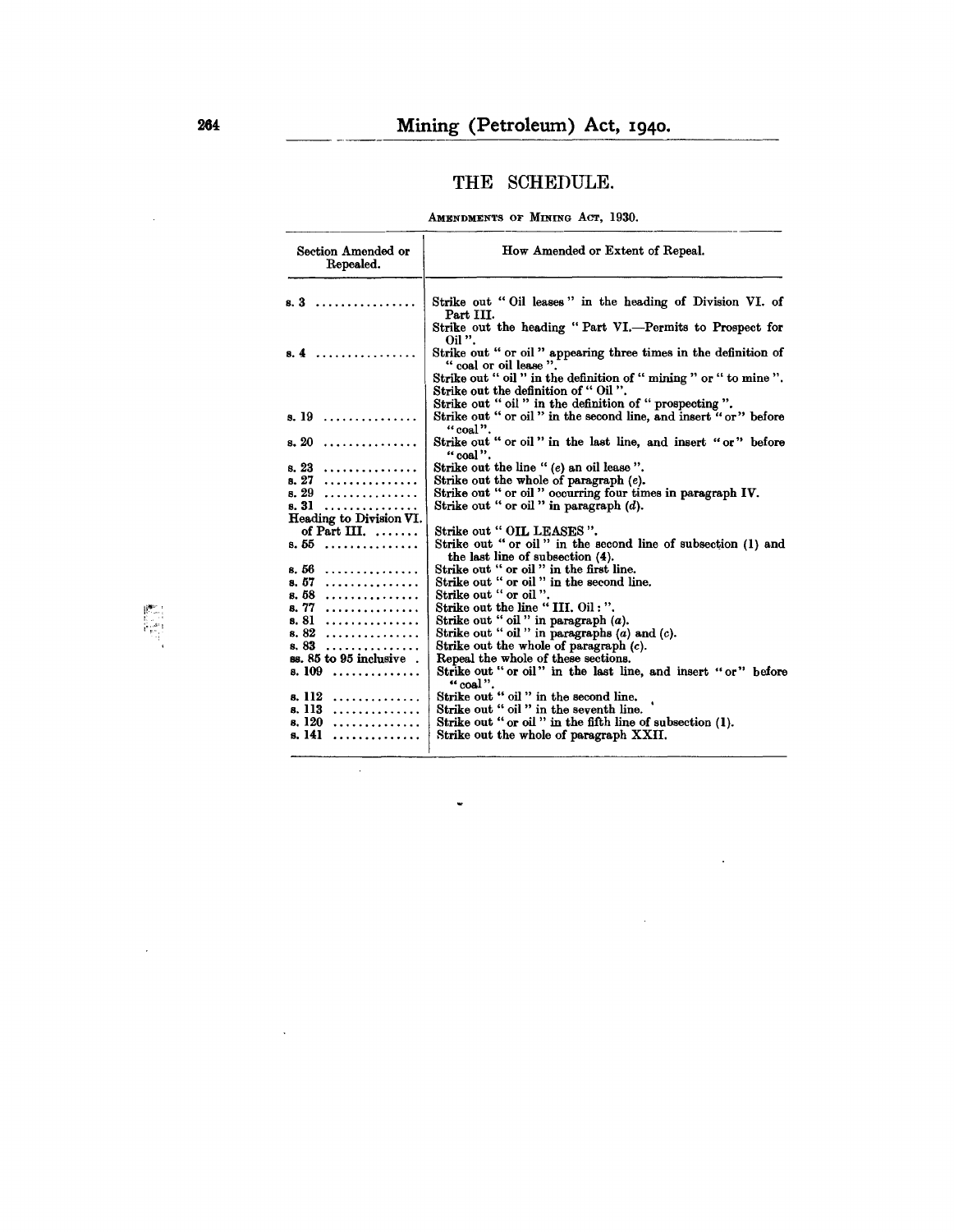## THE SCHEDULE.

AMENDMENTS OF MINING ACT, 1930.

| Section Amended or Repealed. | How Amended or Extent of Repeal. |
|---|---|
| s. 3 | Strike out " Oil leases " in the heading of Division VI. of Part III. Strike out the heading " Part VI.—Permits to Prospect for Oil ". |
| s. 4 | Strike out " or oil " appearing three times in the definition of " coal or oil lease ". Strike out " oil " in the definition of " mining " or " to mine ". Strike out the definition of " Oil ". Strike out " oil " in the definition of " prospecting ". |
| s. 19 | Strike out " or oil " in the second line, and insert " or " before " coal ". |
| s. 20 | Strike out " or oil " in the last line, and insert " or " before " coal ". |
| s. 23 | Strike out the line " (e) an oil lease ". |
| s. 27 | Strike out the whole of paragraph (e). |
| s. 29 | Strike out " or oil " occurring four times in paragraph IV. |
| s. 31 | Strike out " or oil " in paragraph (d). |
| Heading to Division VI. of Part III. | Strike out " OIL LEASES ". |
| s. 55 | Strike out " or oil " in the second line of subsection (1) and the last line of subsection (4). |
| s. 56 | Strike out " or oil " in the first line. |
| s. 57 | Strike out " or oil " in the second line. |
| s. 58 | Strike out " or oil ". |
| s. 77 | Strike out the line " III. Oil : ". |
| s. 81 | Strike out " oil " in paragraph (a). |
| s. 82 | Strike out " oil " in paragraphs (a) and (c). |
| s. 83 | Strike out the whole of paragraph (c). |
| ss. 85 to 95 inclusive | Repeal the whole of these sections. |
| s. 109 | Strike out " or oil " in the last line, and insert " or " before " coal ". |
| s. 112 | Strike out " oil " in the second line. |
| s. 113 | Strike out " oil " in the seventh line. |
| s. 120 | Strike out " or oil " in the fifth line of subsection (1). |
| s. 141 | Strike out the whole of paragraph XXII. |